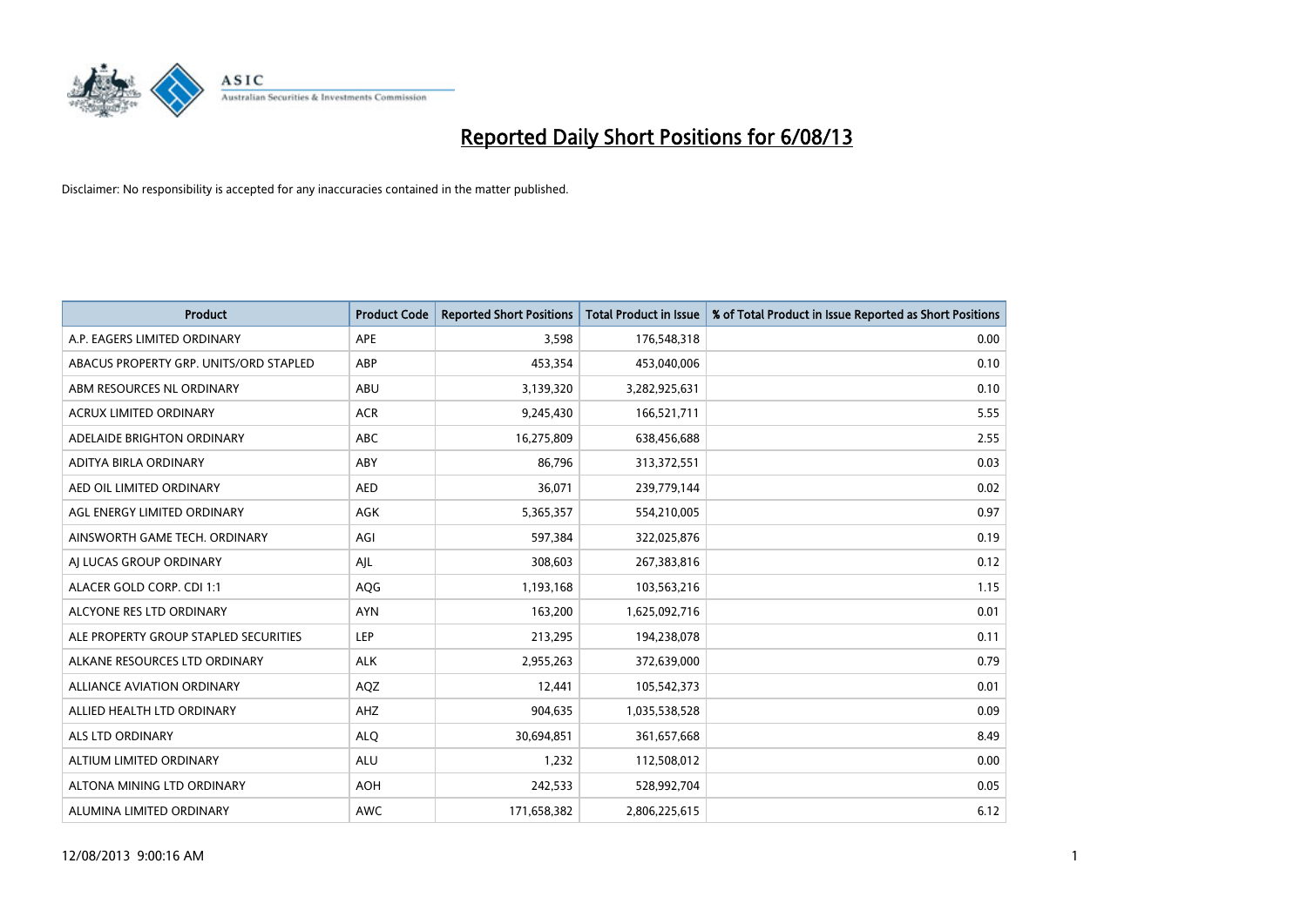# Reported Daily Short Positions for 6/08/13

Disclaimer: No responsibility is accepted for any inaccuracies contained in the matter published.

| Product | Product Code | Reported Short Positions | Total Product in Issue | % of Total Product in Issue Reported as Short Positions |
|---|---|---|---|---|
| A.P. EAGERS LIMITED ORDINARY | APE | 3,598 | 176,548,318 | 0.00 |
| ABACUS PROPERTY GRP. UNITS/ORD STAPLED | ABP | 453,354 | 453,040,006 | 0.10 |
| ABM RESOURCES NL ORDINARY | ABU | 3,139,320 | 3,282,925,631 | 0.10 |
| ACRUX LIMITED ORDINARY | ACR | 9,245,430 | 166,521,711 | 5.55 |
| ADELAIDE BRIGHTON ORDINARY | ABC | 16,275,809 | 638,456,688 | 2.55 |
| ADITYA BIRLA ORDINARY | ABY | 86,796 | 313,372,551 | 0.03 |
| AED OIL LIMITED ORDINARY | AED | 36,071 | 239,779,144 | 0.02 |
| AGL ENERGY LIMITED ORDINARY | AGK | 5,365,357 | 554,210,005 | 0.97 |
| AINSWORTH GAME TECH. ORDINARY | AGI | 597,384 | 322,025,876 | 0.19 |
| AJ LUCAS GROUP ORDINARY | AJL | 308,603 | 267,383,816 | 0.12 |
| ALACER GOLD CORP. CDI 1:1 | AQG | 1,193,168 | 103,563,216 | 1.15 |
| ALCYONE RES LTD ORDINARY | AYN | 163,200 | 1,625,092,716 | 0.01 |
| ALE PROPERTY GROUP STAPLED SECURITIES | LEP | 213,295 | 194,238,078 | 0.11 |
| ALKANE RESOURCES LTD ORDINARY | ALK | 2,955,263 | 372,639,000 | 0.79 |
| ALLIANCE AVIATION ORDINARY | AQZ | 12,441 | 105,542,373 | 0.01 |
| ALLIED HEALTH LTD ORDINARY | AHZ | 904,635 | 1,035,538,528 | 0.09 |
| ALS LTD ORDINARY | ALQ | 30,694,851 | 361,657,668 | 8.49 |
| ALTIUM LIMITED ORDINARY | ALU | 1,232 | 112,508,012 | 0.00 |
| ALTONA MINING LTD ORDINARY | AOH | 242,533 | 528,992,704 | 0.05 |
| ALUMINA LIMITED ORDINARY | AWC | 171,658,382 | 2,806,225,615 | 6.12 |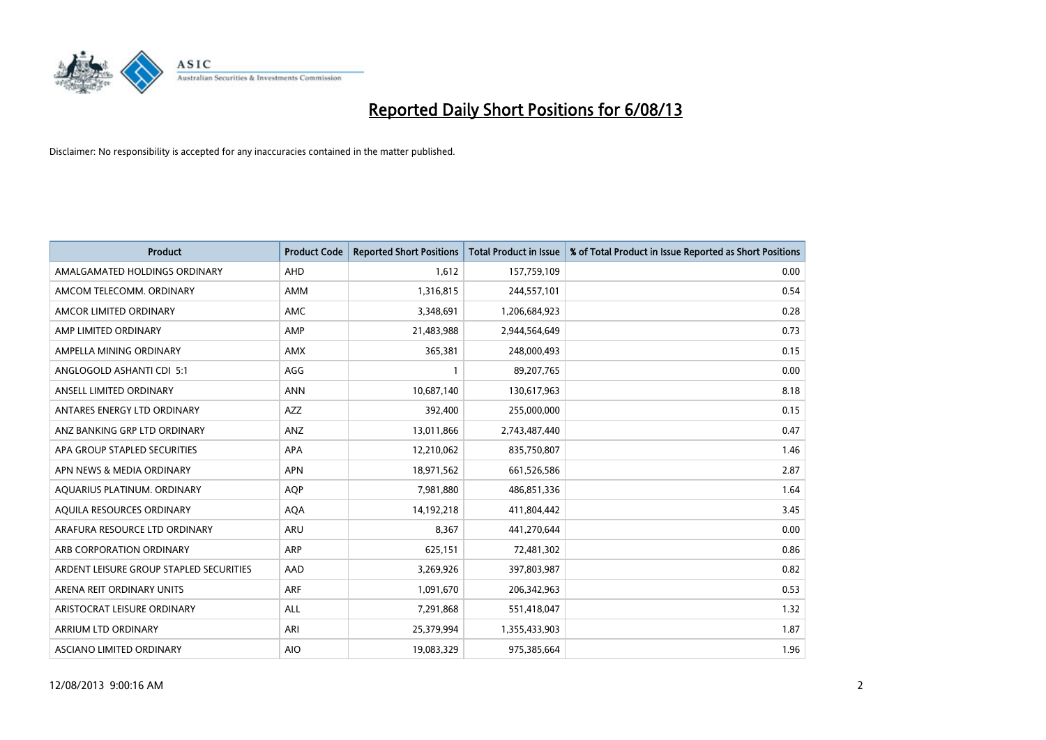# Reported Daily Short Positions for 6/08/13

Disclaimer: No responsibility is accepted for any inaccuracies contained in the matter published.

| Product | Product Code | Reported Short Positions | Total Product in Issue | % of Total Product in Issue Reported as Short Positions |
|---|---|---|---|---|
| AMALGAMATED HOLDINGS ORDINARY | AHD | 1,612 | 157,759,109 | 0.00 |
| AMCOM TELECOMM. ORDINARY | AMM | 1,316,815 | 244,557,101 | 0.54 |
| AMCOR LIMITED ORDINARY | AMC | 3,348,691 | 1,206,684,923 | 0.28 |
| AMP LIMITED ORDINARY | AMP | 21,483,988 | 2,944,564,649 | 0.73 |
| AMPELLA MINING ORDINARY | AMX | 365,381 | 248,000,493 | 0.15 |
| ANGLOGOLD ASHANTI CDI 5:1 | AGG | 1 | 89,207,765 | 0.00 |
| ANSELL LIMITED ORDINARY | ANN | 10,687,140 | 130,617,963 | 8.18 |
| ANTARES ENERGY LTD ORDINARY | AZZ | 392,400 | 255,000,000 | 0.15 |
| ANZ BANKING GRP LTD ORDINARY | ANZ | 13,011,866 | 2,743,487,440 | 0.47 |
| APA GROUP STAPLED SECURITIES | APA | 12,210,062 | 835,750,807 | 1.46 |
| APN NEWS & MEDIA ORDINARY | APN | 18,971,562 | 661,526,586 | 2.87 |
| AQUARIUS PLATINUM. ORDINARY | AQP | 7,981,880 | 486,851,336 | 1.64 |
| AQUILA RESOURCES ORDINARY | AQA | 14,192,218 | 411,804,442 | 3.45 |
| ARAFURA RESOURCE LTD ORDINARY | ARU | 8,367 | 441,270,644 | 0.00 |
| ARB CORPORATION ORDINARY | ARP | 625,151 | 72,481,302 | 0.86 |
| ARDENT LEISURE GROUP STAPLED SECURITIES | AAD | 3,269,926 | 397,803,987 | 0.82 |
| ARENA REIT ORDINARY UNITS | ARF | 1,091,670 | 206,342,963 | 0.53 |
| ARISTOCRAT LEISURE ORDINARY | ALL | 7,291,868 | 551,418,047 | 1.32 |
| ARRIUM LTD ORDINARY | ARI | 25,379,994 | 1,355,433,903 | 1.87 |
| ASCIANO LIMITED ORDINARY | AIO | 19,083,329 | 975,385,664 | 1.96 |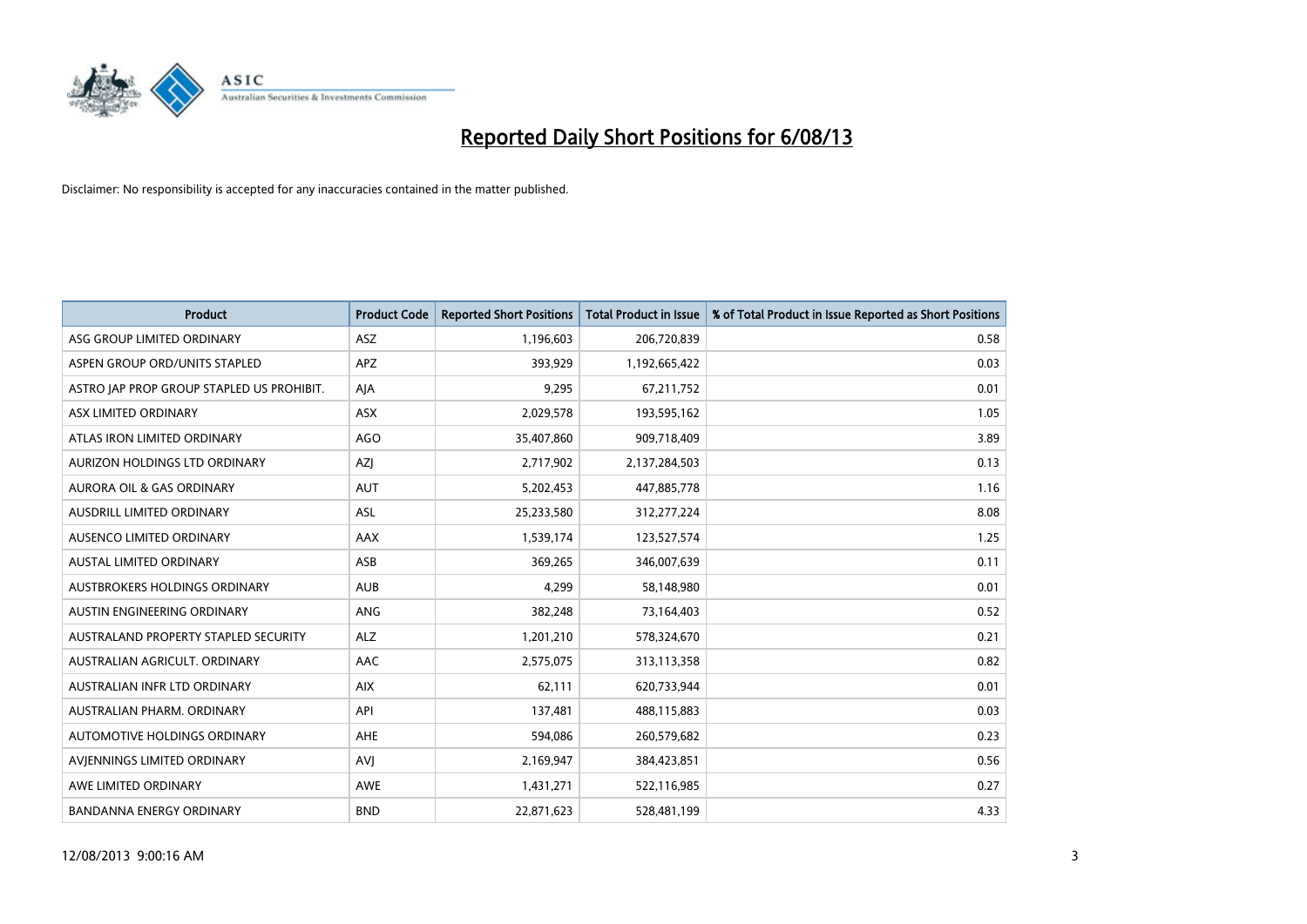# Reported Daily Short Positions for 6/08/13

Disclaimer: No responsibility is accepted for any inaccuracies contained in the matter published.

| Product | Product Code | Reported Short Positions | Total Product in Issue | % of Total Product in Issue Reported as Short Positions |
|---|---|---|---|---|
| ASG GROUP LIMITED ORDINARY | ASZ | 1,196,603 | 206,720,839 | 0.58 |
| ASPEN GROUP ORD/UNITS STAPLED | APZ | 393,929 | 1,192,665,422 | 0.03 |
| ASTRO JAP PROP GROUP STAPLED US PROHIBIT. | AJA | 9,295 | 67,211,752 | 0.01 |
| ASX LIMITED ORDINARY | ASX | 2,029,578 | 193,595,162 | 1.05 |
| ATLAS IRON LIMITED ORDINARY | AGO | 35,407,860 | 909,718,409 | 3.89 |
| AURIZON HOLDINGS LTD ORDINARY | AZJ | 2,717,902 | 2,137,284,503 | 0.13 |
| AURORA OIL & GAS ORDINARY | AUT | 5,202,453 | 447,885,778 | 1.16 |
| AUSDRILL LIMITED ORDINARY | ASL | 25,233,580 | 312,277,224 | 8.08 |
| AUSENCO LIMITED ORDINARY | AAX | 1,539,174 | 123,527,574 | 1.25 |
| AUSTAL LIMITED ORDINARY | ASB | 369,265 | 346,007,639 | 0.11 |
| AUSTBROKERS HOLDINGS ORDINARY | AUB | 4,299 | 58,148,980 | 0.01 |
| AUSTIN ENGINEERING ORDINARY | ANG | 382,248 | 73,164,403 | 0.52 |
| AUSTRALAND PROPERTY STAPLED SECURITY | ALZ | 1,201,210 | 578,324,670 | 0.21 |
| AUSTRALIAN AGRICULT. ORDINARY | AAC | 2,575,075 | 313,113,358 | 0.82 |
| AUSTRALIAN INFR LTD ORDINARY | AIX | 62,111 | 620,733,944 | 0.01 |
| AUSTRALIAN PHARM. ORDINARY | API | 137,481 | 488,115,883 | 0.03 |
| AUTOMOTIVE HOLDINGS ORDINARY | AHE | 594,086 | 260,579,682 | 0.23 |
| AVJENNINGS LIMITED ORDINARY | AVJ | 2,169,947 | 384,423,851 | 0.56 |
| AWE LIMITED ORDINARY | AWE | 1,431,271 | 522,116,985 | 0.27 |
| BANDANNA ENERGY ORDINARY | BND | 22,871,623 | 528,481,199 | 4.33 |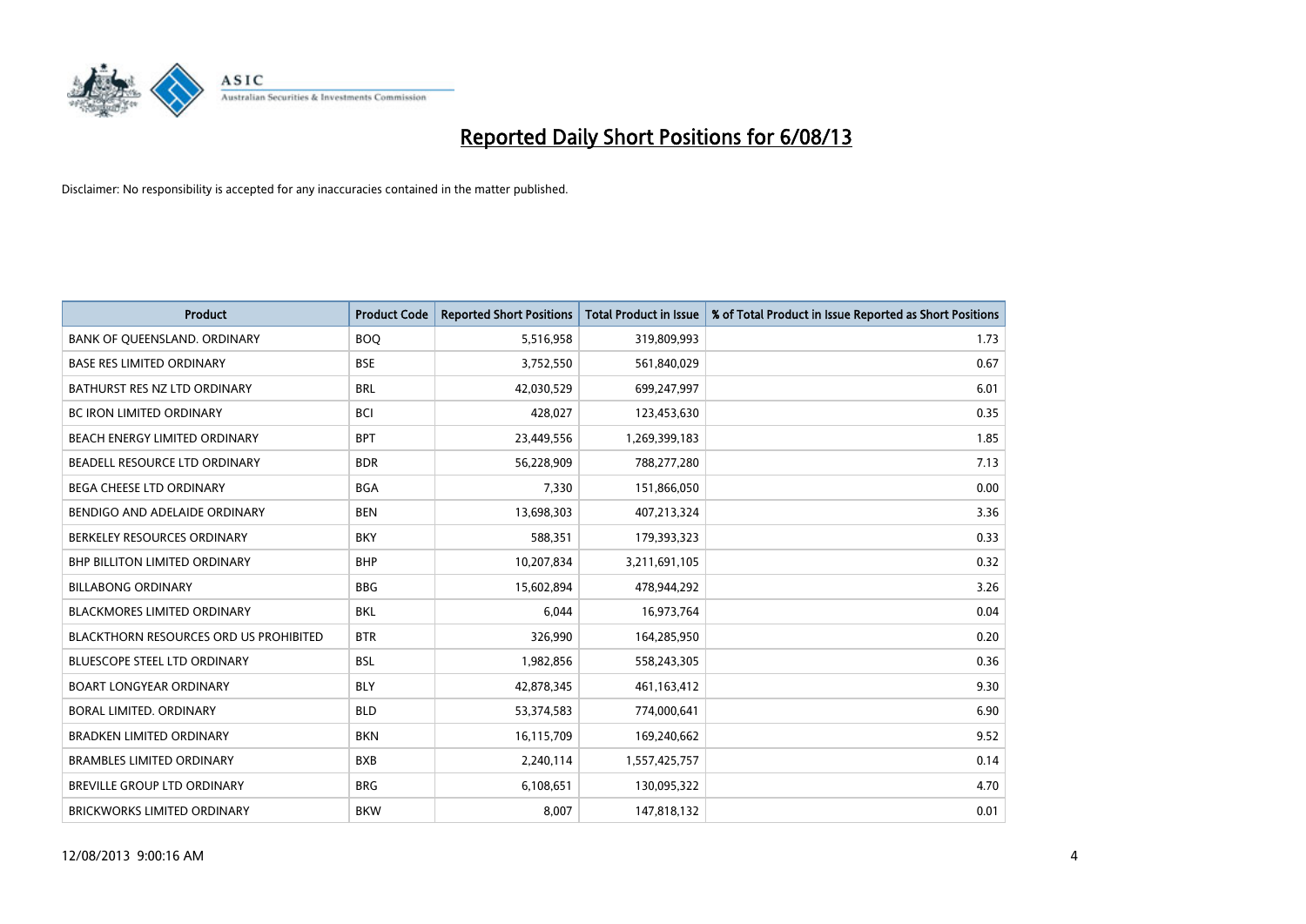# Reported Daily Short Positions for 6/08/13

Disclaimer: No responsibility is accepted for any inaccuracies contained in the matter published.

| Product | Product Code | Reported Short Positions | Total Product in Issue | % of Total Product in Issue Reported as Short Positions |
|---|---|---|---|---|
| BANK OF QUEENSLAND. ORDINARY | BOQ | 5,516,958 | 319,809,993 | 1.73 |
| BASE RES LIMITED ORDINARY | BSE | 3,752,550 | 561,840,029 | 0.67 |
| BATHURST RES NZ LTD ORDINARY | BRL | 42,030,529 | 699,247,997 | 6.01 |
| BC IRON LIMITED ORDINARY | BCI | 428,027 | 123,453,630 | 0.35 |
| BEACH ENERGY LIMITED ORDINARY | BPT | 23,449,556 | 1,269,399,183 | 1.85 |
| BEADELL RESOURCE LTD ORDINARY | BDR | 56,228,909 | 788,277,280 | 7.13 |
| BEGA CHEESE LTD ORDINARY | BGA | 7,330 | 151,866,050 | 0.00 |
| BENDIGO AND ADELAIDE ORDINARY | BEN | 13,698,303 | 407,213,324 | 3.36 |
| BERKELEY RESOURCES ORDINARY | BKY | 588,351 | 179,393,323 | 0.33 |
| BHP BILLITON LIMITED ORDINARY | BHP | 10,207,834 | 3,211,691,105 | 0.32 |
| BILLABONG ORDINARY | BBG | 15,602,894 | 478,944,292 | 3.26 |
| BLACKMORES LIMITED ORDINARY | BKL | 6,044 | 16,973,764 | 0.04 |
| BLACKTHORN RESOURCES ORD US PROHIBITED | BTR | 326,990 | 164,285,950 | 0.20 |
| BLUESCOPE STEEL LTD ORDINARY | BSL | 1,982,856 | 558,243,305 | 0.36 |
| BOART LONGYEAR ORDINARY | BLY | 42,878,345 | 461,163,412 | 9.30 |
| BORAL LIMITED. ORDINARY | BLD | 53,374,583 | 774,000,641 | 6.90 |
| BRADKEN LIMITED ORDINARY | BKN | 16,115,709 | 169,240,662 | 9.52 |
| BRAMBLES LIMITED ORDINARY | BXB | 2,240,114 | 1,557,425,757 | 0.14 |
| BREVILLE GROUP LTD ORDINARY | BRG | 6,108,651 | 130,095,322 | 4.70 |
| BRICKWORKS LIMITED ORDINARY | BKW | 8,007 | 147,818,132 | 0.01 |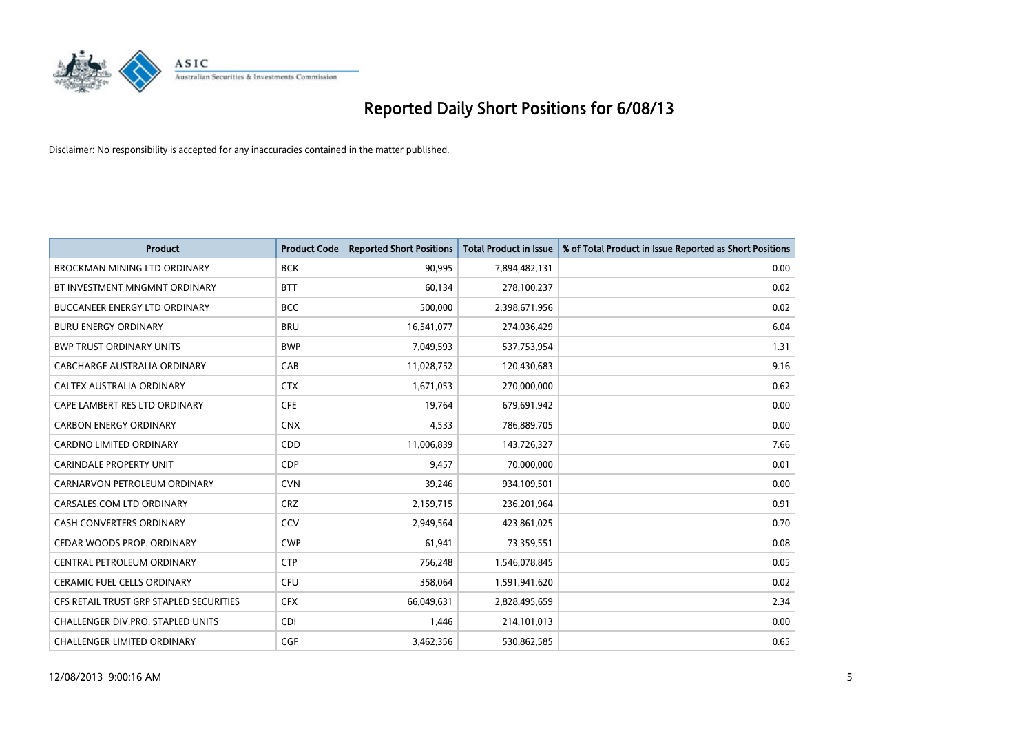# Reported Daily Short Positions for 6/08/13

Disclaimer: No responsibility is accepted for any inaccuracies contained in the matter published.

| Product | Product Code | Reported Short Positions | Total Product in Issue | % of Total Product in Issue Reported as Short Positions |
|---|---|---|---|---|
| BROCKMAN MINING LTD ORDINARY | BCK | 90,995 | 7,894,482,131 | 0.00 |
| BT INVESTMENT MNGMNT ORDINARY | BTT | 60,134 | 278,100,237 | 0.02 |
| BUCCANEER ENERGY LTD ORDINARY | BCC | 500,000 | 2,398,671,956 | 0.02 |
| BURU ENERGY ORDINARY | BRU | 16,541,077 | 274,036,429 | 6.04 |
| BWP TRUST ORDINARY UNITS | BWP | 7,049,593 | 537,753,954 | 1.31 |
| CABCHARGE AUSTRALIA ORDINARY | CAB | 11,028,752 | 120,430,683 | 9.16 |
| CALTEX AUSTRALIA ORDINARY | CTX | 1,671,053 | 270,000,000 | 0.62 |
| CAPE LAMBERT RES LTD ORDINARY | CFE | 19,764 | 679,691,942 | 0.00 |
| CARBON ENERGY ORDINARY | CNX | 4,533 | 786,889,705 | 0.00 |
| CARDNO LIMITED ORDINARY | CDD | 11,006,839 | 143,726,327 | 7.66 |
| CARINDALE PROPERTY UNIT | CDP | 9,457 | 70,000,000 | 0.01 |
| CARNARVON PETROLEUM ORDINARY | CVN | 39,246 | 934,109,501 | 0.00 |
| CARSALES.COM LTD ORDINARY | CRZ | 2,159,715 | 236,201,964 | 0.91 |
| CASH CONVERTERS ORDINARY | CCV | 2,949,564 | 423,861,025 | 0.70 |
| CEDAR WOODS PROP. ORDINARY | CWP | 61,941 | 73,359,551 | 0.08 |
| CENTRAL PETROLEUM ORDINARY | CTP | 756,248 | 1,546,078,845 | 0.05 |
| CERAMIC FUEL CELLS ORDINARY | CFU | 358,064 | 1,591,941,620 | 0.02 |
| CFS RETAIL TRUST GRP STAPLED SECURITIES | CFX | 66,049,631 | 2,828,495,659 | 2.34 |
| CHALLENGER DIV.PRO. STAPLED UNITS | CDI | 1,446 | 214,101,013 | 0.00 |
| CHALLENGER LIMITED ORDINARY | CGF | 3,462,356 | 530,862,585 | 0.65 |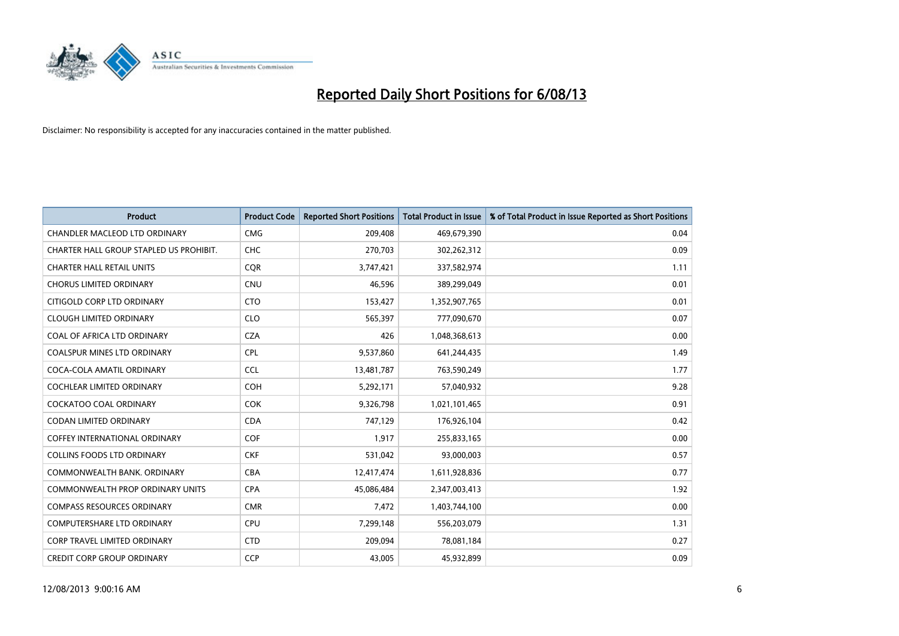# Reported Daily Short Positions for 6/08/13

Disclaimer: No responsibility is accepted for any inaccuracies contained in the matter published.

| Product | Product Code | Reported Short Positions | Total Product in Issue | % of Total Product in Issue Reported as Short Positions |
|---|---|---|---|---|
| CHANDLER MACLEOD LTD ORDINARY | CMG | 209,408 | 469,679,390 | 0.04 |
| CHARTER HALL GROUP STAPLED US PROHIBIT. | CHC | 270,703 | 302,262,312 | 0.09 |
| CHARTER HALL RETAIL UNITS | CQR | 3,747,421 | 337,582,974 | 1.11 |
| CHORUS LIMITED ORDINARY | CNU | 46,596 | 389,299,049 | 0.01 |
| CITIGOLD CORP LTD ORDINARY | CTO | 153,427 | 1,352,907,765 | 0.01 |
| CLOUGH LIMITED ORDINARY | CLO | 565,397 | 777,090,670 | 0.07 |
| COAL OF AFRICA LTD ORDINARY | CZA | 426 | 1,048,368,613 | 0.00 |
| COALSPUR MINES LTD ORDINARY | CPL | 9,537,860 | 641,244,435 | 1.49 |
| COCA-COLA AMATIL ORDINARY | CCL | 13,481,787 | 763,590,249 | 1.77 |
| COCHLEAR LIMITED ORDINARY | COH | 5,292,171 | 57,040,932 | 9.28 |
| COCKATOO COAL ORDINARY | COK | 9,326,798 | 1,021,101,465 | 0.91 |
| CODAN LIMITED ORDINARY | CDA | 747,129 | 176,926,104 | 0.42 |
| COFFEY INTERNATIONAL ORDINARY | COF | 1,917 | 255,833,165 | 0.00 |
| COLLINS FOODS LTD ORDINARY | CKF | 531,042 | 93,000,003 | 0.57 |
| COMMONWEALTH BANK. ORDINARY | CBA | 12,417,474 | 1,611,928,836 | 0.77 |
| COMMONWEALTH PROP ORDINARY UNITS | CPA | 45,086,484 | 2,347,003,413 | 1.92 |
| COMPASS RESOURCES ORDINARY | CMR | 7,472 | 1,403,744,100 | 0.00 |
| COMPUTERSHARE LTD ORDINARY | CPU | 7,299,148 | 556,203,079 | 1.31 |
| CORP TRAVEL LIMITED ORDINARY | CTD | 209,094 | 78,081,184 | 0.27 |
| CREDIT CORP GROUP ORDINARY | CCP | 43,005 | 45,932,899 | 0.09 |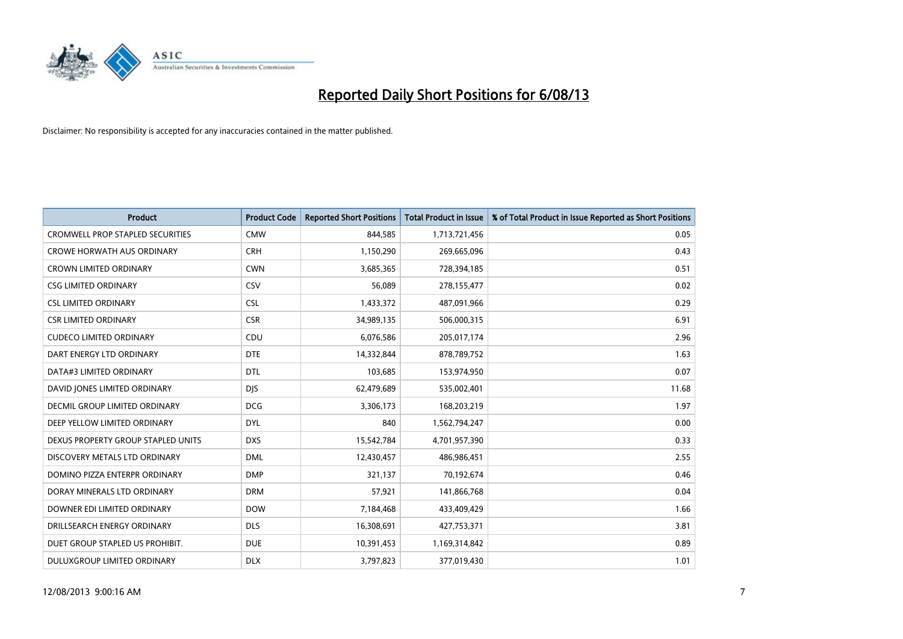# Reported Daily Short Positions for 6/08/13

Disclaimer: No responsibility is accepted for any inaccuracies contained in the matter published.

| Product | Product Code | Reported Short Positions | Total Product in Issue | % of Total Product in Issue Reported as Short Positions |
|---|---|---|---|---|
| CROMWELL PROP STAPLED SECURITIES | CMW | 844,585 | 1,713,721,456 | 0.05 |
| CROWE HORWATH AUS ORDINARY | CRH | 1,150,290 | 269,665,096 | 0.43 |
| CROWN LIMITED ORDINARY | CWN | 3,685,365 | 728,394,185 | 0.51 |
| CSG LIMITED ORDINARY | CSV | 56,089 | 278,155,477 | 0.02 |
| CSL LIMITED ORDINARY | CSL | 1,433,372 | 487,091,966 | 0.29 |
| CSR LIMITED ORDINARY | CSR | 34,989,135 | 506,000,315 | 6.91 |
| CUDECO LIMITED ORDINARY | CDU | 6,076,586 | 205,017,174 | 2.96 |
| DART ENERGY LTD ORDINARY | DTE | 14,332,844 | 878,789,752 | 1.63 |
| DATA#3 LIMITED ORDINARY | DTL | 103,685 | 153,974,950 | 0.07 |
| DAVID JONES LIMITED ORDINARY | DJS | 62,479,689 | 535,002,401 | 11.68 |
| DECMIL GROUP LIMITED ORDINARY | DCG | 3,306,173 | 168,203,219 | 1.97 |
| DEEP YELLOW LIMITED ORDINARY | DYL | 840 | 1,562,794,247 | 0.00 |
| DEXUS PROPERTY GROUP STAPLED UNITS | DXS | 15,542,784 | 4,701,957,390 | 0.33 |
| DISCOVERY METALS LTD ORDINARY | DML | 12,430,457 | 486,986,451 | 2.55 |
| DOMINO PIZZA ENTERPR ORDINARY | DMP | 321,137 | 70,192,674 | 0.46 |
| DORAY MINERALS LTD ORDINARY | DRM | 57,921 | 141,866,768 | 0.04 |
| DOWNER EDI LIMITED ORDINARY | DOW | 7,184,468 | 433,409,429 | 1.66 |
| DRILLSEARCH ENERGY ORDINARY | DLS | 16,308,691 | 427,753,371 | 3.81 |
| DUET GROUP STAPLED US PROHIBIT. | DUE | 10,391,453 | 1,169,314,842 | 0.89 |
| DULUXGROUP LIMITED ORDINARY | DLX | 3,797,823 | 377,019,430 | 1.01 |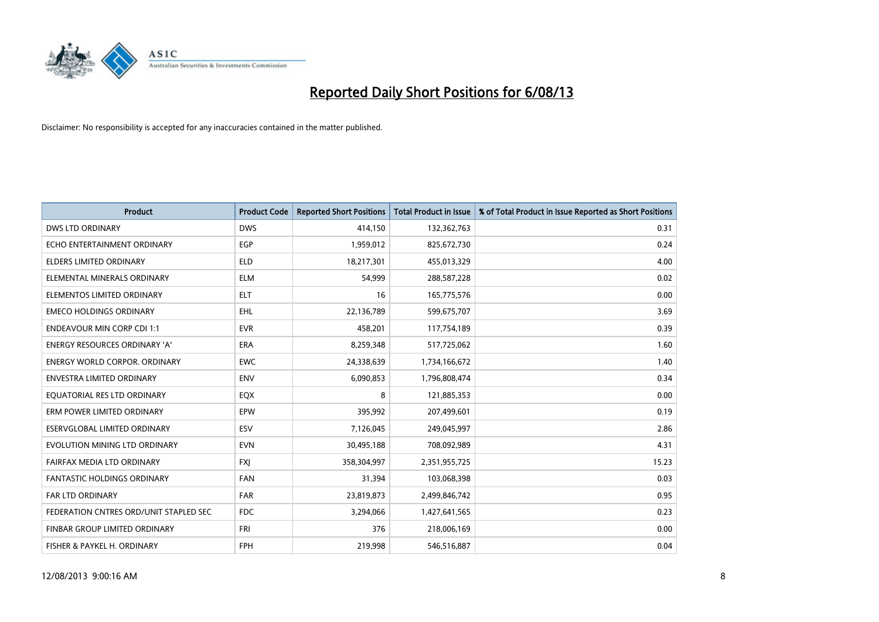# Reported Daily Short Positions for 6/08/13

Disclaimer: No responsibility is accepted for any inaccuracies contained in the matter published.

| Product | Product Code | Reported Short Positions | Total Product in Issue | % of Total Product in Issue Reported as Short Positions |
| --- | --- | --- | --- | --- |
| DWS LTD ORDINARY | DWS | 414,150 | 132,362,763 | 0.31 |
| ECHO ENTERTAINMENT ORDINARY | EGP | 1,959,012 | 825,672,730 | 0.24 |
| ELDERS LIMITED ORDINARY | ELD | 18,217,301 | 455,013,329 | 4.00 |
| ELEMENTAL MINERALS ORDINARY | ELM | 54,999 | 288,587,228 | 0.02 |
| ELEMENTOS LIMITED ORDINARY | ELT | 16 | 165,775,576 | 0.00 |
| EMECO HOLDINGS ORDINARY | EHL | 22,136,789 | 599,675,707 | 3.69 |
| ENDEAVOUR MIN CORP CDI 1:1 | EVR | 458,201 | 117,754,189 | 0.39 |
| ENERGY RESOURCES ORDINARY 'A' | ERA | 8,259,348 | 517,725,062 | 1.60 |
| ENERGY WORLD CORPOR. ORDINARY | EWC | 24,338,639 | 1,734,166,672 | 1.40 |
| ENVESTRA LIMITED ORDINARY | ENV | 6,090,853 | 1,796,808,474 | 0.34 |
| EQUATORIAL RES LTD ORDINARY | EQX | 8 | 121,885,353 | 0.00 |
| ERM POWER LIMITED ORDINARY | EPW | 395,992 | 207,499,601 | 0.19 |
| ESERVGLOBAL LIMITED ORDINARY | ESV | 7,126,045 | 249,045,997 | 2.86 |
| EVOLUTION MINING LTD ORDINARY | EVN | 30,495,188 | 708,092,989 | 4.31 |
| FAIRFAX MEDIA LTD ORDINARY | FXJ | 358,304,997 | 2,351,955,725 | 15.23 |
| FANTASTIC HOLDINGS ORDINARY | FAN | 31,394 | 103,068,398 | 0.03 |
| FAR LTD ORDINARY | FAR | 23,819,873 | 2,499,846,742 | 0.95 |
| FEDERATION CNTRES ORD/UNIT STAPLED SEC | FDC | 3,294,066 | 1,427,641,565 | 0.23 |
| FINBAR GROUP LIMITED ORDINARY | FRI | 376 | 218,006,169 | 0.00 |
| FISHER & PAYKEL H. ORDINARY | FPH | 219,998 | 546,516,887 | 0.04 |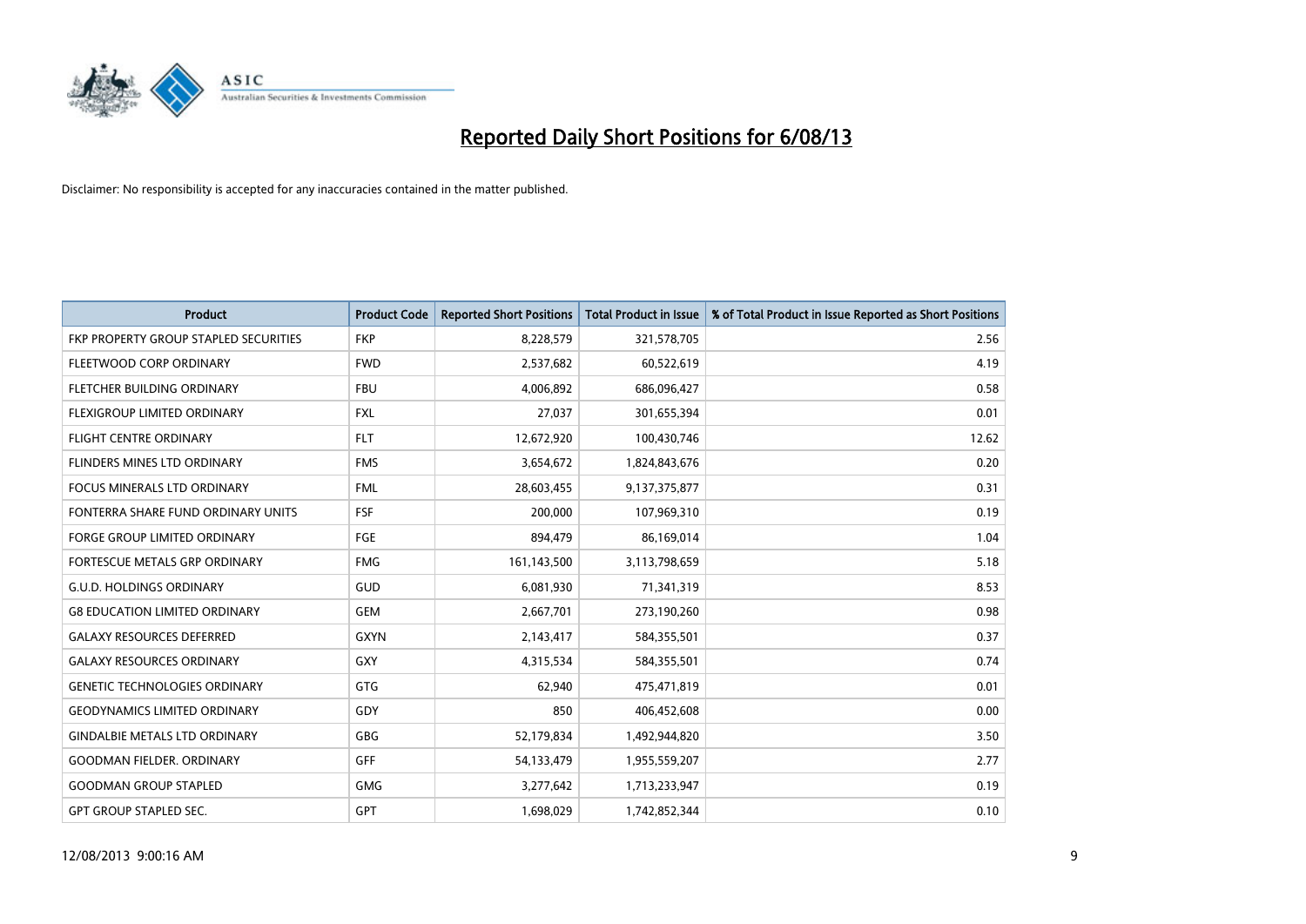# Reported Daily Short Positions for 6/08/13

Disclaimer: No responsibility is accepted for any inaccuracies contained in the matter published.

| Product | Product Code | Reported Short Positions | Total Product in Issue | % of Total Product in Issue Reported as Short Positions |
|---|---|---|---|---|
| FKP PROPERTY GROUP STAPLED SECURITIES | FKP | 8,228,579 | 321,578,705 | 2.56 |
| FLEETWOOD CORP ORDINARY | FWD | 2,537,682 | 60,522,619 | 4.19 |
| FLETCHER BUILDING ORDINARY | FBU | 4,006,892 | 686,096,427 | 0.58 |
| FLEXIGROUP LIMITED ORDINARY | FXL | 27,037 | 301,655,394 | 0.01 |
| FLIGHT CENTRE ORDINARY | FLT | 12,672,920 | 100,430,746 | 12.62 |
| FLINDERS MINES LTD ORDINARY | FMS | 3,654,672 | 1,824,843,676 | 0.20 |
| FOCUS MINERALS LTD ORDINARY | FML | 28,603,455 | 9,137,375,877 | 0.31 |
| FONTERRA SHARE FUND ORDINARY UNITS | FSF | 200,000 | 107,969,310 | 0.19 |
| FORGE GROUP LIMITED ORDINARY | FGE | 894,479 | 86,169,014 | 1.04 |
| FORTESCUE METALS GRP ORDINARY | FMG | 161,143,500 | 3,113,798,659 | 5.18 |
| G.U.D. HOLDINGS ORDINARY | GUD | 6,081,930 | 71,341,319 | 8.53 |
| G8 EDUCATION LIMITED ORDINARY | GEM | 2,667,701 | 273,190,260 | 0.98 |
| GALAXY RESOURCES DEFERRED | GXYN | 2,143,417 | 584,355,501 | 0.37 |
| GALAXY RESOURCES ORDINARY | GXY | 4,315,534 | 584,355,501 | 0.74 |
| GENETIC TECHNOLOGIES ORDINARY | GTG | 62,940 | 475,471,819 | 0.01 |
| GEODYNAMICS LIMITED ORDINARY | GDY | 850 | 406,452,608 | 0.00 |
| GINDALBIE METALS LTD ORDINARY | GBG | 52,179,834 | 1,492,944,820 | 3.50 |
| GOODMAN FIELDER. ORDINARY | GFF | 54,133,479 | 1,955,559,207 | 2.77 |
| GOODMAN GROUP STAPLED | GMG | 3,277,642 | 1,713,233,947 | 0.19 |
| GPT GROUP STAPLED SEC. | GPT | 1,698,029 | 1,742,852,344 | 0.10 |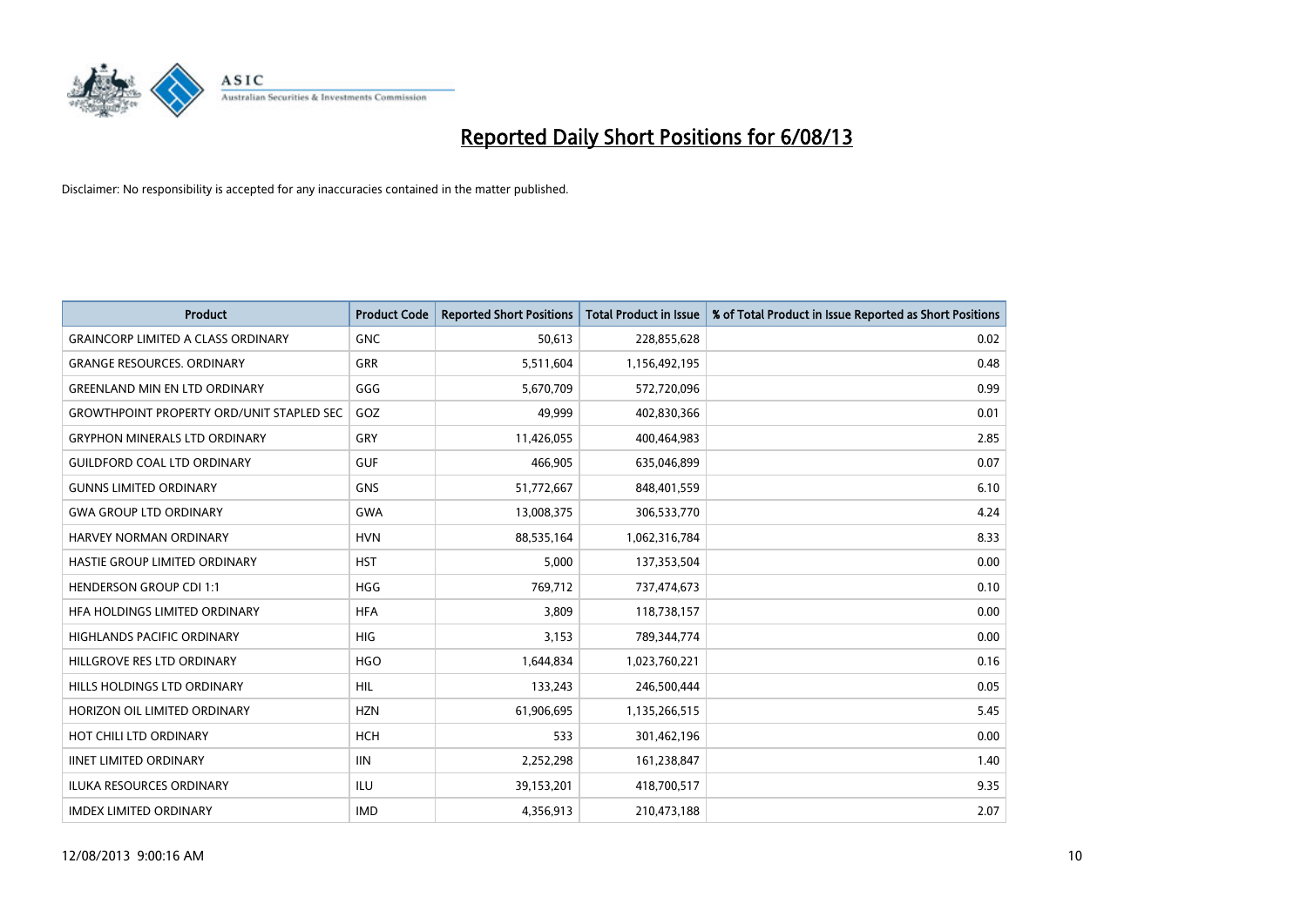# Reported Daily Short Positions for 6/08/13

Disclaimer: No responsibility is accepted for any inaccuracies contained in the matter published.

| Product | Product Code | Reported Short Positions | Total Product in Issue | % of Total Product in Issue Reported as Short Positions |
|---|---|---|---|---|
| GRAINCORP LIMITED A CLASS ORDINARY | GNC | 50,613 | 228,855,628 | 0.02 |
| GRANGE RESOURCES. ORDINARY | GRR | 5,511,604 | 1,156,492,195 | 0.48 |
| GREENLAND MIN EN LTD ORDINARY | GGG | 5,670,709 | 572,720,096 | 0.99 |
| GROWTHPOINT PROPERTY ORD/UNIT STAPLED SEC | GOZ | 49,999 | 402,830,366 | 0.01 |
| GRYPHON MINERALS LTD ORDINARY | GRY | 11,426,055 | 400,464,983 | 2.85 |
| GUILDFORD COAL LTD ORDINARY | GUF | 466,905 | 635,046,899 | 0.07 |
| GUNNS LIMITED ORDINARY | GNS | 51,772,667 | 848,401,559 | 6.10 |
| GWA GROUP LTD ORDINARY | GWA | 13,008,375 | 306,533,770 | 4.24 |
| HARVEY NORMAN ORDINARY | HVN | 88,535,164 | 1,062,316,784 | 8.33 |
| HASTIE GROUP LIMITED ORDINARY | HST | 5,000 | 137,353,504 | 0.00 |
| HENDERSON GROUP CDI 1:1 | HGG | 769,712 | 737,474,673 | 0.10 |
| HFA HOLDINGS LIMITED ORDINARY | HFA | 3,809 | 118,738,157 | 0.00 |
| HIGHLANDS PACIFIC ORDINARY | HIG | 3,153 | 789,344,774 | 0.00 |
| HILLGROVE RES LTD ORDINARY | HGO | 1,644,834 | 1,023,760,221 | 0.16 |
| HILLS HOLDINGS LTD ORDINARY | HIL | 133,243 | 246,500,444 | 0.05 |
| HORIZON OIL LIMITED ORDINARY | HZN | 61,906,695 | 1,135,266,515 | 5.45 |
| HOT CHILI LTD ORDINARY | HCH | 533 | 301,462,196 | 0.00 |
| IINET LIMITED ORDINARY | IIN | 2,252,298 | 161,238,847 | 1.40 |
| ILUKA RESOURCES ORDINARY | ILU | 39,153,201 | 418,700,517 | 9.35 |
| IMDEX LIMITED ORDINARY | IMD | 4,356,913 | 210,473,188 | 2.07 |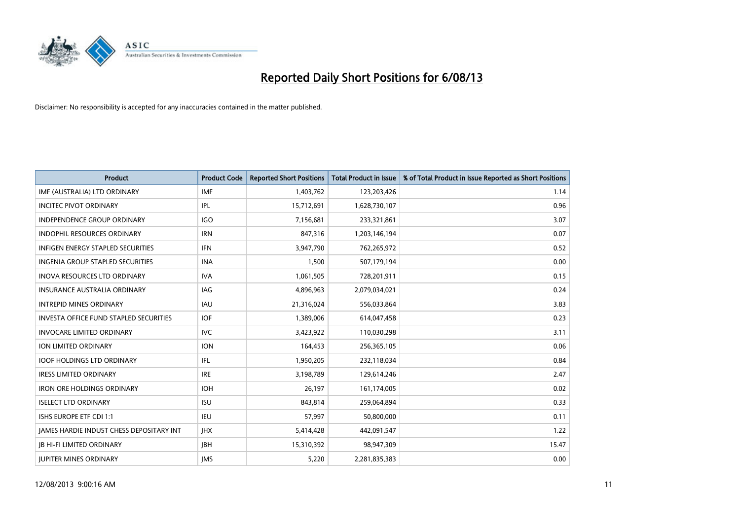# Reported Daily Short Positions for 6/08/13

Disclaimer: No responsibility is accepted for any inaccuracies contained in the matter published.

| Product | Product Code | Reported Short Positions | Total Product in Issue | % of Total Product in Issue Reported as Short Positions |
|---|---|---|---|---|
| IMF (AUSTRALIA) LTD ORDINARY | IMF | 1,403,762 | 123,203,426 | 1.14 |
| INCITEC PIVOT ORDINARY | IPL | 15,712,691 | 1,628,730,107 | 0.96 |
| INDEPENDENCE GROUP ORDINARY | IGO | 7,156,681 | 233,321,861 | 3.07 |
| INDOPHIL RESOURCES ORDINARY | IRN | 847,316 | 1,203,146,194 | 0.07 |
| INFIGEN ENERGY STAPLED SECURITIES | IFN | 3,947,790 | 762,265,972 | 0.52 |
| INGENIA GROUP STAPLED SECURITIES | INA | 1,500 | 507,179,194 | 0.00 |
| INOVA RESOURCES LTD ORDINARY | IVA | 1,061,505 | 728,201,911 | 0.15 |
| INSURANCE AUSTRALIA ORDINARY | IAG | 4,896,963 | 2,079,034,021 | 0.24 |
| INTREPID MINES ORDINARY | IAU | 21,316,024 | 556,033,864 | 3.83 |
| INVESTA OFFICE FUND STAPLED SECURITIES | IOF | 1,389,006 | 614,047,458 | 0.23 |
| INVOCARE LIMITED ORDINARY | IVC | 3,423,922 | 110,030,298 | 3.11 |
| ION LIMITED ORDINARY | ION | 164,453 | 256,365,105 | 0.06 |
| IOOF HOLDINGS LTD ORDINARY | IFL | 1,950,205 | 232,118,034 | 0.84 |
| IRESS LIMITED ORDINARY | IRE | 3,198,789 | 129,614,246 | 2.47 |
| IRON ORE HOLDINGS ORDINARY | IOH | 26,197 | 161,174,005 | 0.02 |
| ISELECT LTD ORDINARY | ISU | 843,814 | 259,064,894 | 0.33 |
| ISHS EUROPE ETF CDI 1:1 | IEU | 57,997 | 50,800,000 | 0.11 |
| JAMES HARDIE INDUST CHESS DEPOSITARY INT | JHX | 5,414,428 | 442,091,547 | 1.22 |
| JB HI-FI LIMITED ORDINARY | JBH | 15,310,392 | 98,947,309 | 15.47 |
| JUPITER MINES ORDINARY | JMS | 5,220 | 2,281,835,383 | 0.00 |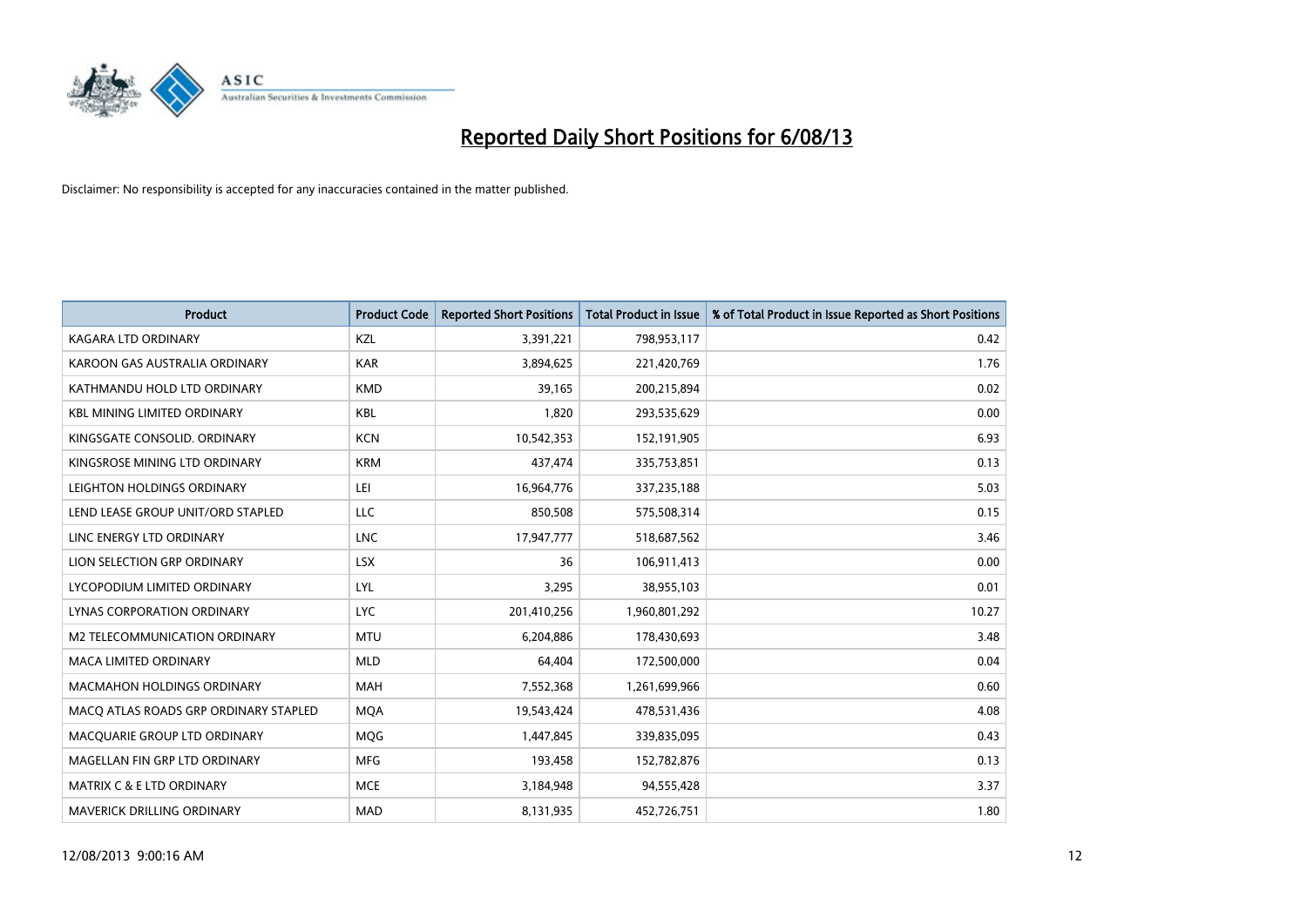# Reported Daily Short Positions for 6/08/13

Disclaimer: No responsibility is accepted for any inaccuracies contained in the matter published.

| Product | Product Code | Reported Short Positions | Total Product in Issue | % of Total Product in Issue Reported as Short Positions |
|---|---|---|---|---|
| KAGARA LTD ORDINARY | KZL | 3,391,221 | 798,953,117 | 0.42 |
| KAROON GAS AUSTRALIA ORDINARY | KAR | 3,894,625 | 221,420,769 | 1.76 |
| KATHMANDU HOLD LTD ORDINARY | KMD | 39,165 | 200,215,894 | 0.02 |
| KBL MINING LIMITED ORDINARY | KBL | 1,820 | 293,535,629 | 0.00 |
| KINGSGATE CONSOLID. ORDINARY | KCN | 10,542,353 | 152,191,905 | 6.93 |
| KINGSROSE MINING LTD ORDINARY | KRM | 437,474 | 335,753,851 | 0.13 |
| LEIGHTON HOLDINGS ORDINARY | LEI | 16,964,776 | 337,235,188 | 5.03 |
| LEND LEASE GROUP UNIT/ORD STAPLED | LLC | 850,508 | 575,508,314 | 0.15 |
| LINC ENERGY LTD ORDINARY | LNC | 17,947,777 | 518,687,562 | 3.46 |
| LION SELECTION GRP ORDINARY | LSX | 36 | 106,911,413 | 0.00 |
| LYCOPODIUM LIMITED ORDINARY | LYL | 3,295 | 38,955,103 | 0.01 |
| LYNAS CORPORATION ORDINARY | LYC | 201,410,256 | 1,960,801,292 | 10.27 |
| M2 TELECOMMUNICATION ORDINARY | MTU | 6,204,886 | 178,430,693 | 3.48 |
| MACA LIMITED ORDINARY | MLD | 64,404 | 172,500,000 | 0.04 |
| MACMAHON HOLDINGS ORDINARY | MAH | 7,552,368 | 1,261,699,966 | 0.60 |
| MACQ ATLAS ROADS GRP ORDINARY STAPLED | MQA | 19,543,424 | 478,531,436 | 4.08 |
| MACQUARIE GROUP LTD ORDINARY | MQG | 1,447,845 | 339,835,095 | 0.43 |
| MAGELLAN FIN GRP LTD ORDINARY | MFG | 193,458 | 152,782,876 | 0.13 |
| MATRIX C & E LTD ORDINARY | MCE | 3,184,948 | 94,555,428 | 3.37 |
| MAVERICK DRILLING ORDINARY | MAD | 8,131,935 | 452,726,751 | 1.80 |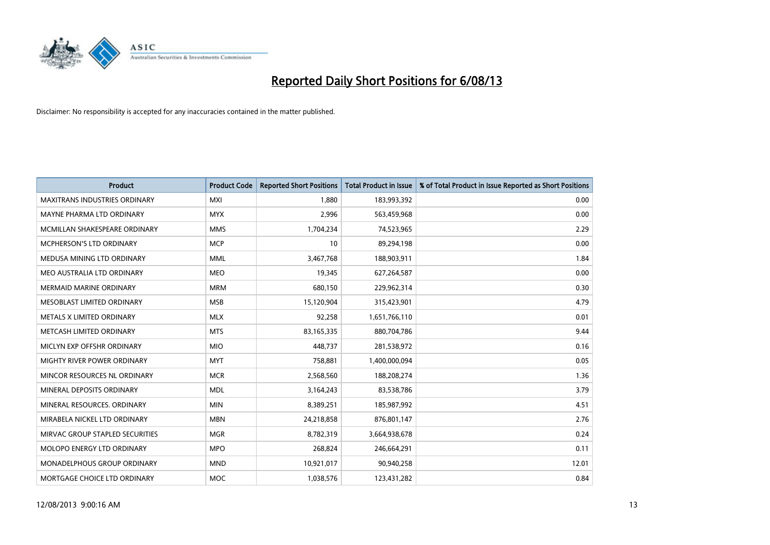# Reported Daily Short Positions for 6/08/13

Disclaimer: No responsibility is accepted for any inaccuracies contained in the matter published.

| Product | Product Code | Reported Short Positions | Total Product in Issue | % of Total Product in Issue Reported as Short Positions |
|---|---|---|---|---|
| MAXITRANS INDUSTRIES ORDINARY | MXI | 1,880 | 183,993,392 | 0.00 |
| MAYNE PHARMA LTD ORDINARY | MYX | 2,996 | 563,459,968 | 0.00 |
| MCMILLAN SHAKESPEARE ORDINARY | MMS | 1,704,234 | 74,523,965 | 2.29 |
| MCPHERSON'S LTD ORDINARY | MCP | 10 | 89,294,198 | 0.00 |
| MEDUSA MINING LTD ORDINARY | MML | 3,467,768 | 188,903,911 | 1.84 |
| MEO AUSTRALIA LTD ORDINARY | MEO | 19,345 | 627,264,587 | 0.00 |
| MERMAID MARINE ORDINARY | MRM | 680,150 | 229,962,314 | 0.30 |
| MESOBLAST LIMITED ORDINARY | MSB | 15,120,904 | 315,423,901 | 4.79 |
| METALS X LIMITED ORDINARY | MLX | 92,258 | 1,651,766,110 | 0.01 |
| METCASH LIMITED ORDINARY | MTS | 83,165,335 | 880,704,786 | 9.44 |
| MICLYN EXP OFFSHR ORDINARY | MIO | 448,737 | 281,538,972 | 0.16 |
| MIGHTY RIVER POWER ORDINARY | MYT | 758,881 | 1,400,000,094 | 0.05 |
| MINCOR RESOURCES NL ORDINARY | MCR | 2,568,560 | 188,208,274 | 1.36 |
| MINERAL DEPOSITS ORDINARY | MDL | 3,164,243 | 83,538,786 | 3.79 |
| MINERAL RESOURCES. ORDINARY | MIN | 8,389,251 | 185,987,992 | 4.51 |
| MIRABELA NICKEL LTD ORDINARY | MBN | 24,218,858 | 876,801,147 | 2.76 |
| MIRVAC GROUP STAPLED SECURITIES | MGR | 8,782,319 | 3,664,938,678 | 0.24 |
| MOLOPO ENERGY LTD ORDINARY | MPO | 268,824 | 246,664,291 | 0.11 |
| MONADELPHOUS GROUP ORDINARY | MND | 10,921,017 | 90,940,258 | 12.01 |
| MORTGAGE CHOICE LTD ORDINARY | MOC | 1,038,576 | 123,431,282 | 0.84 |

12/08/2013 9:00:16 AM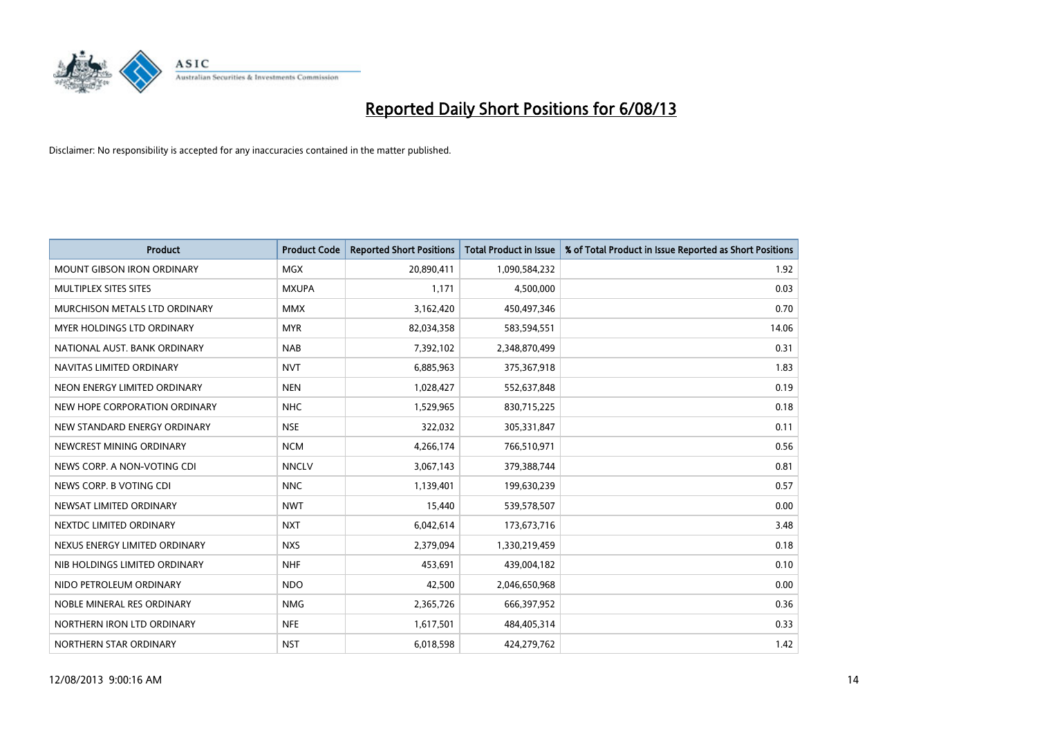# Reported Daily Short Positions for 6/08/13

Disclaimer: No responsibility is accepted for any inaccuracies contained in the matter published.

| Product | Product Code | Reported Short Positions | Total Product in Issue | % of Total Product in Issue Reported as Short Positions |
|---|---|---|---|---|
| MOUNT GIBSON IRON ORDINARY | MGX | 20,890,411 | 1,090,584,232 | 1.92 |
| MULTIPLEX SITES SITES | MXUPA | 1,171 | 4,500,000 | 0.03 |
| MURCHISON METALS LTD ORDINARY | MMX | 3,162,420 | 450,497,346 | 0.70 |
| MYER HOLDINGS LTD ORDINARY | MYR | 82,034,358 | 583,594,551 | 14.06 |
| NATIONAL AUST. BANK ORDINARY | NAB | 7,392,102 | 2,348,870,499 | 0.31 |
| NAVITAS LIMITED ORDINARY | NVT | 6,885,963 | 375,367,918 | 1.83 |
| NEON ENERGY LIMITED ORDINARY | NEN | 1,028,427 | 552,637,848 | 0.19 |
| NEW HOPE CORPORATION ORDINARY | NHC | 1,529,965 | 830,715,225 | 0.18 |
| NEW STANDARD ENERGY ORDINARY | NSE | 322,032 | 305,331,847 | 0.11 |
| NEWCREST MINING ORDINARY | NCM | 4,266,174 | 766,510,971 | 0.56 |
| NEWS CORP. A NON-VOTING CDI | NNCLV | 3,067,143 | 379,388,744 | 0.81 |
| NEWS CORP. B VOTING CDI | NNC | 1,139,401 | 199,630,239 | 0.57 |
| NEWSAT LIMITED ORDINARY | NWT | 15,440 | 539,578,507 | 0.00 |
| NEXTDC LIMITED ORDINARY | NXT | 6,042,614 | 173,673,716 | 3.48 |
| NEXUS ENERGY LIMITED ORDINARY | NXS | 2,379,094 | 1,330,219,459 | 0.18 |
| NIB HOLDINGS LIMITED ORDINARY | NHF | 453,691 | 439,004,182 | 0.10 |
| NIDO PETROLEUM ORDINARY | NDO | 42,500 | 2,046,650,968 | 0.00 |
| NOBLE MINERAL RES ORDINARY | NMG | 2,365,726 | 666,397,952 | 0.36 |
| NORTHERN IRON LTD ORDINARY | NFE | 1,617,501 | 484,405,314 | 0.33 |
| NORTHERN STAR ORDINARY | NST | 6,018,598 | 424,279,762 | 1.42 |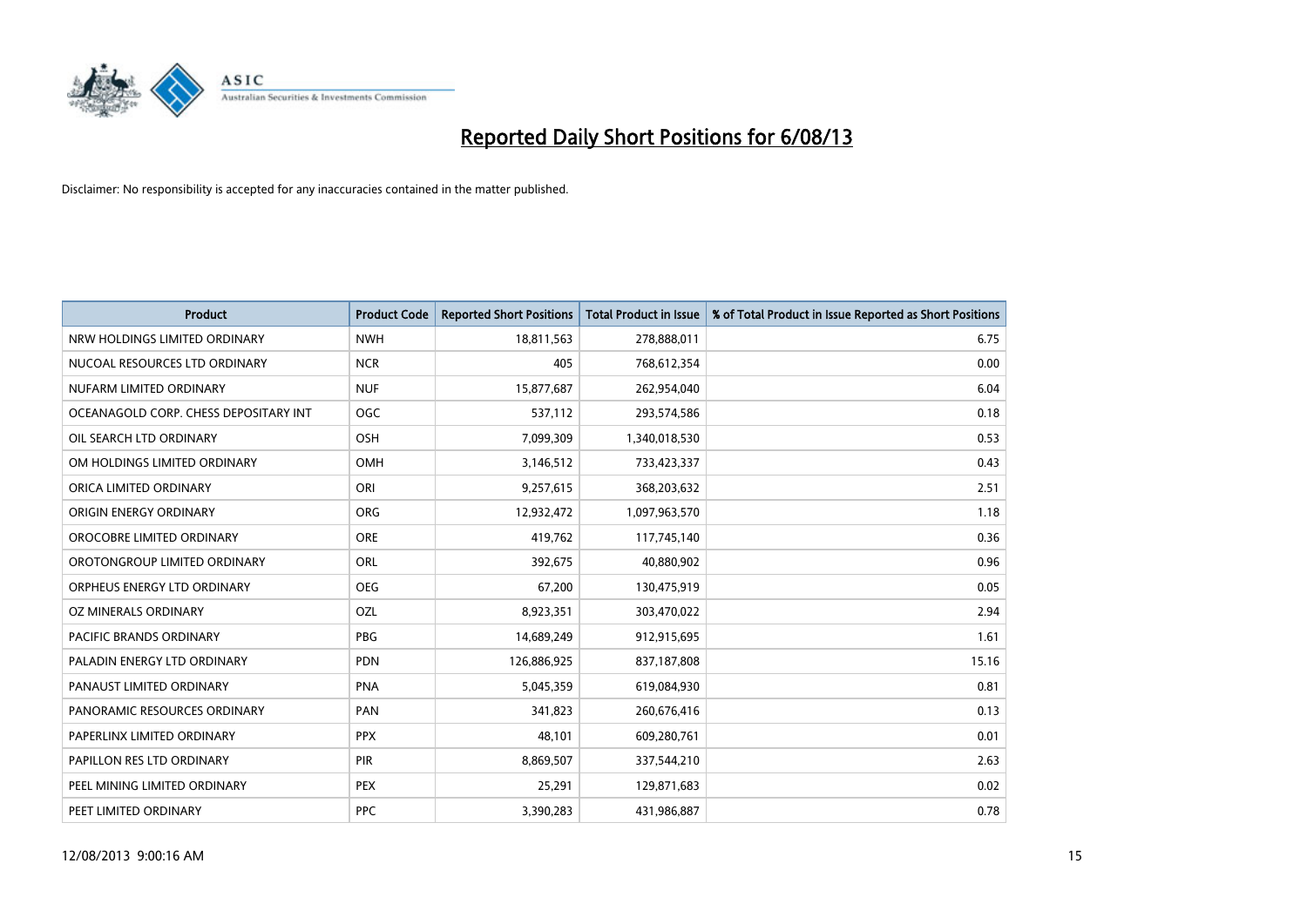# Reported Daily Short Positions for 6/08/13

Disclaimer: No responsibility is accepted for any inaccuracies contained in the matter published.

| Product | Product Code | Reported Short Positions | Total Product in Issue | % of Total Product in Issue Reported as Short Positions |
|---|---|---|---|---|
| NRW HOLDINGS LIMITED ORDINARY | NWH | 18,811,563 | 278,888,011 | 6.75 |
| NUCOAL RESOURCES LTD ORDINARY | NCR | 405 | 768,612,354 | 0.00 |
| NUFARM LIMITED ORDINARY | NUF | 15,877,687 | 262,954,040 | 6.04 |
| OCEANAGOLD CORP. CHESS DEPOSITARY INT | OGC | 537,112 | 293,574,586 | 0.18 |
| OIL SEARCH LTD ORDINARY | OSH | 7,099,309 | 1,340,018,530 | 0.53 |
| OM HOLDINGS LIMITED ORDINARY | OMH | 3,146,512 | 733,423,337 | 0.43 |
| ORICA LIMITED ORDINARY | ORI | 9,257,615 | 368,203,632 | 2.51 |
| ORIGIN ENERGY ORDINARY | ORG | 12,932,472 | 1,097,963,570 | 1.18 |
| OROCOBRE LIMITED ORDINARY | ORE | 419,762 | 117,745,140 | 0.36 |
| OROTONGROUP LIMITED ORDINARY | ORL | 392,675 | 40,880,902 | 0.96 |
| ORPHEUS ENERGY LTD ORDINARY | OEG | 67,200 | 130,475,919 | 0.05 |
| OZ MINERALS ORDINARY | OZL | 8,923,351 | 303,470,022 | 2.94 |
| PACIFIC BRANDS ORDINARY | PBG | 14,689,249 | 912,915,695 | 1.61 |
| PALADIN ENERGY LTD ORDINARY | PDN | 126,886,925 | 837,187,808 | 15.16 |
| PANAUST LIMITED ORDINARY | PNA | 5,045,359 | 619,084,930 | 0.81 |
| PANORAMIC RESOURCES ORDINARY | PAN | 341,823 | 260,676,416 | 0.13 |
| PAPERLINX LIMITED ORDINARY | PPX | 48,101 | 609,280,761 | 0.01 |
| PAPILLON RES LTD ORDINARY | PIR | 8,869,507 | 337,544,210 | 2.63 |
| PEEL MINING LIMITED ORDINARY | PEX | 25,291 | 129,871,683 | 0.02 |
| PEET LIMITED ORDINARY | PPC | 3,390,283 | 431,986,887 | 0.78 |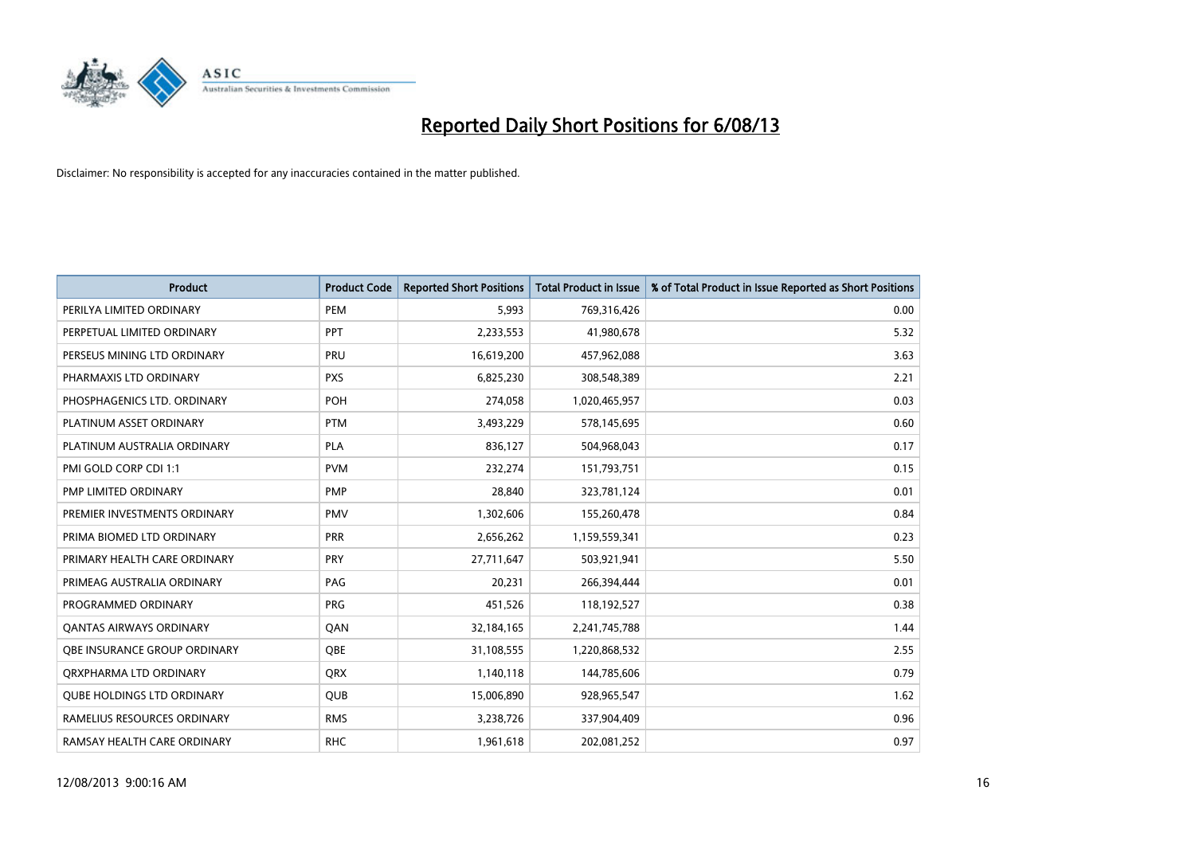# Reported Daily Short Positions for 6/08/13

Disclaimer: No responsibility is accepted for any inaccuracies contained in the matter published.

| Product | Product Code | Reported Short Positions | Total Product in Issue | % of Total Product in Issue Reported as Short Positions |
|---|---|---|---|---|
| PERILYA LIMITED ORDINARY | PEM | 5,993 | 769,316,426 | 0.00 |
| PERPETUAL LIMITED ORDINARY | PPT | 2,233,553 | 41,980,678 | 5.32 |
| PERSEUS MINING LTD ORDINARY | PRU | 16,619,200 | 457,962,088 | 3.63 |
| PHARMAXIS LTD ORDINARY | PXS | 6,825,230 | 308,548,389 | 2.21 |
| PHOSPHAGENICS LTD. ORDINARY | POH | 274,058 | 1,020,465,957 | 0.03 |
| PLATINUM ASSET ORDINARY | PTM | 3,493,229 | 578,145,695 | 0.60 |
| PLATINUM AUSTRALIA ORDINARY | PLA | 836,127 | 504,968,043 | 0.17 |
| PMI GOLD CORP CDI 1:1 | PVM | 232,274 | 151,793,751 | 0.15 |
| PMP LIMITED ORDINARY | PMP | 28,840 | 323,781,124 | 0.01 |
| PREMIER INVESTMENTS ORDINARY | PMV | 1,302,606 | 155,260,478 | 0.84 |
| PRIMA BIOMED LTD ORDINARY | PRR | 2,656,262 | 1,159,559,341 | 0.23 |
| PRIMARY HEALTH CARE ORDINARY | PRY | 27,711,647 | 503,921,941 | 5.50 |
| PRIMEAG AUSTRALIA ORDINARY | PAG | 20,231 | 266,394,444 | 0.01 |
| PROGRAMMED ORDINARY | PRG | 451,526 | 118,192,527 | 0.38 |
| QANTAS AIRWAYS ORDINARY | QAN | 32,184,165 | 2,241,745,788 | 1.44 |
| QBE INSURANCE GROUP ORDINARY | QBE | 31,108,555 | 1,220,868,532 | 2.55 |
| QRXPHARMA LTD ORDINARY | QRX | 1,140,118 | 144,785,606 | 0.79 |
| QUBE HOLDINGS LTD ORDINARY | QUB | 15,006,890 | 928,965,547 | 1.62 |
| RAMELIUS RESOURCES ORDINARY | RMS | 3,238,726 | 337,904,409 | 0.96 |
| RAMSAY HEALTH CARE ORDINARY | RHC | 1,961,618 | 202,081,252 | 0.97 |

12/08/2013 9:00:16 AM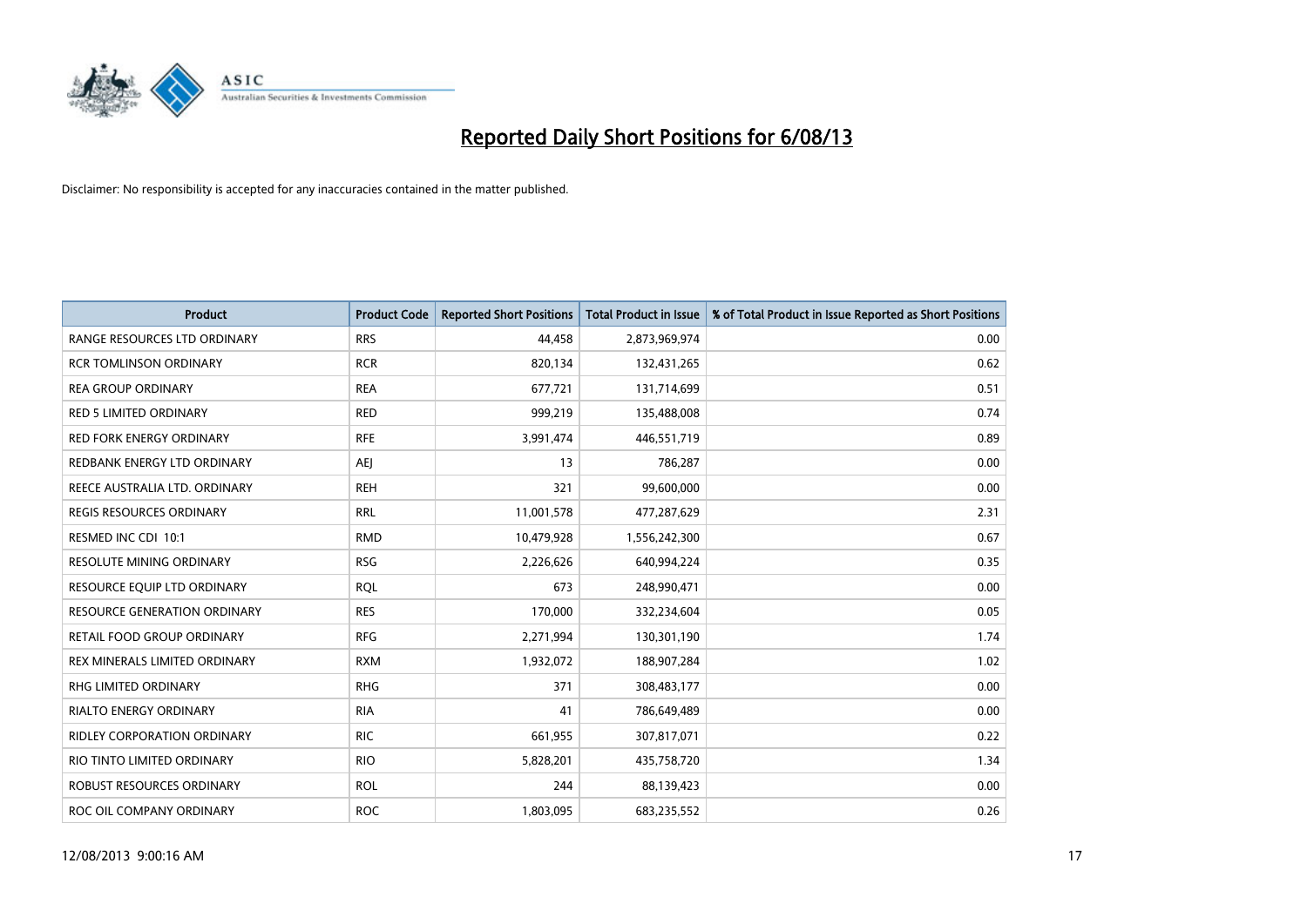# Reported Daily Short Positions for 6/08/13

Disclaimer: No responsibility is accepted for any inaccuracies contained in the matter published.

| Product | Product Code | Reported Short Positions | Total Product in Issue | % of Total Product in Issue Reported as Short Positions |
|---|---|---|---|---|
| RANGE RESOURCES LTD ORDINARY | RRS | 44,458 | 2,873,969,974 | 0.00 |
| RCR TOMLINSON ORDINARY | RCR | 820,134 | 132,431,265 | 0.62 |
| REA GROUP ORDINARY | REA | 677,721 | 131,714,699 | 0.51 |
| RED 5 LIMITED ORDINARY | RED | 999,219 | 135,488,008 | 0.74 |
| RED FORK ENERGY ORDINARY | RFE | 3,991,474 | 446,551,719 | 0.89 |
| REDBANK ENERGY LTD ORDINARY | AEJ | 13 | 786,287 | 0.00 |
| REECE AUSTRALIA LTD. ORDINARY | REH | 321 | 99,600,000 | 0.00 |
| REGIS RESOURCES ORDINARY | RRL | 11,001,578 | 477,287,629 | 2.31 |
| RESMED INC CDI 10:1 | RMD | 10,479,928 | 1,556,242,300 | 0.67 |
| RESOLUTE MINING ORDINARY | RSG | 2,226,626 | 640,994,224 | 0.35 |
| RESOURCE EQUIP LTD ORDINARY | RQL | 673 | 248,990,471 | 0.00 |
| RESOURCE GENERATION ORDINARY | RES | 170,000 | 332,234,604 | 0.05 |
| RETAIL FOOD GROUP ORDINARY | RFG | 2,271,994 | 130,301,190 | 1.74 |
| REX MINERALS LIMITED ORDINARY | RXM | 1,932,072 | 188,907,284 | 1.02 |
| RHG LIMITED ORDINARY | RHG | 371 | 308,483,177 | 0.00 |
| RIALTO ENERGY ORDINARY | RIA | 41 | 786,649,489 | 0.00 |
| RIDLEY CORPORATION ORDINARY | RIC | 661,955 | 307,817,071 | 0.22 |
| RIO TINTO LIMITED ORDINARY | RIO | 5,828,201 | 435,758,720 | 1.34 |
| ROBUST RESOURCES ORDINARY | ROL | 244 | 88,139,423 | 0.00 |
| ROC OIL COMPANY ORDINARY | ROC | 1,803,095 | 683,235,552 | 0.26 |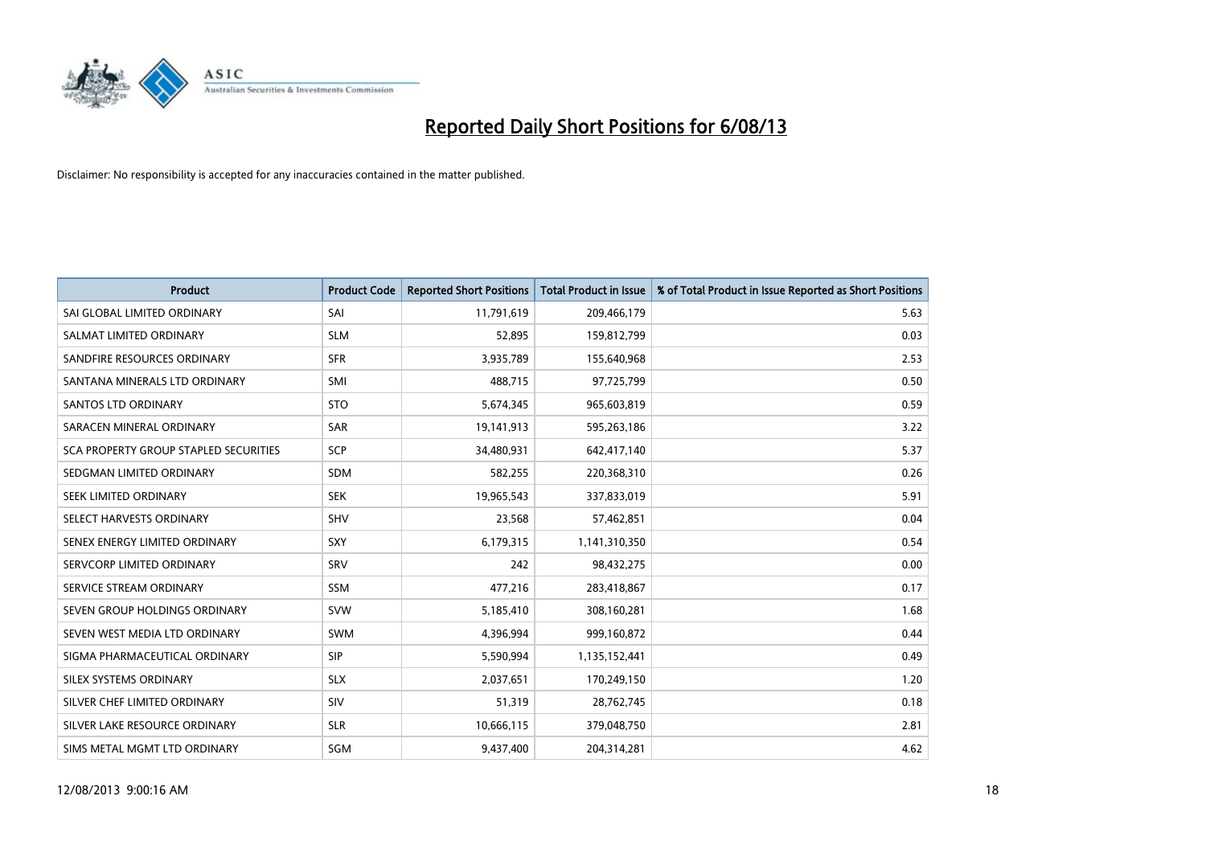# Reported Daily Short Positions for 6/08/13

Disclaimer: No responsibility is accepted for any inaccuracies contained in the matter published.

| Product | Product Code | Reported Short Positions | Total Product in Issue | % of Total Product in Issue Reported as Short Positions |
|---|---|---|---|---|
| SAI GLOBAL LIMITED ORDINARY | SAI | 11,791,619 | 209,466,179 | 5.63 |
| SALMAT LIMITED ORDINARY | SLM | 52,895 | 159,812,799 | 0.03 |
| SANDFIRE RESOURCES ORDINARY | SFR | 3,935,789 | 155,640,968 | 2.53 |
| SANTANA MINERALS LTD ORDINARY | SMI | 488,715 | 97,725,799 | 0.50 |
| SANTOS LTD ORDINARY | STO | 5,674,345 | 965,603,819 | 0.59 |
| SARACEN MINERAL ORDINARY | SAR | 19,141,913 | 595,263,186 | 3.22 |
| SCA PROPERTY GROUP STAPLED SECURITIES | SCP | 34,480,931 | 642,417,140 | 5.37 |
| SEDGMAN LIMITED ORDINARY | SDM | 582,255 | 220,368,310 | 0.26 |
| SEEK LIMITED ORDINARY | SEK | 19,965,543 | 337,833,019 | 5.91 |
| SELECT HARVESTS ORDINARY | SHV | 23,568 | 57,462,851 | 0.04 |
| SENEX ENERGY LIMITED ORDINARY | SXY | 6,179,315 | 1,141,310,350 | 0.54 |
| SERVCORP LIMITED ORDINARY | SRV | 242 | 98,432,275 | 0.00 |
| SERVICE STREAM ORDINARY | SSM | 477,216 | 283,418,867 | 0.17 |
| SEVEN GROUP HOLDINGS ORDINARY | SVW | 5,185,410 | 308,160,281 | 1.68 |
| SEVEN WEST MEDIA LTD ORDINARY | SWM | 4,396,994 | 999,160,872 | 0.44 |
| SIGMA PHARMACEUTICAL ORDINARY | SIP | 5,590,994 | 1,135,152,441 | 0.49 |
| SILEX SYSTEMS ORDINARY | SLX | 2,037,651 | 170,249,150 | 1.20 |
| SILVER CHEF LIMITED ORDINARY | SIV | 51,319 | 28,762,745 | 0.18 |
| SILVER LAKE RESOURCE ORDINARY | SLR | 10,666,115 | 379,048,750 | 2.81 |
| SIMS METAL MGMT LTD ORDINARY | SGM | 9,437,400 | 204,314,281 | 4.62 |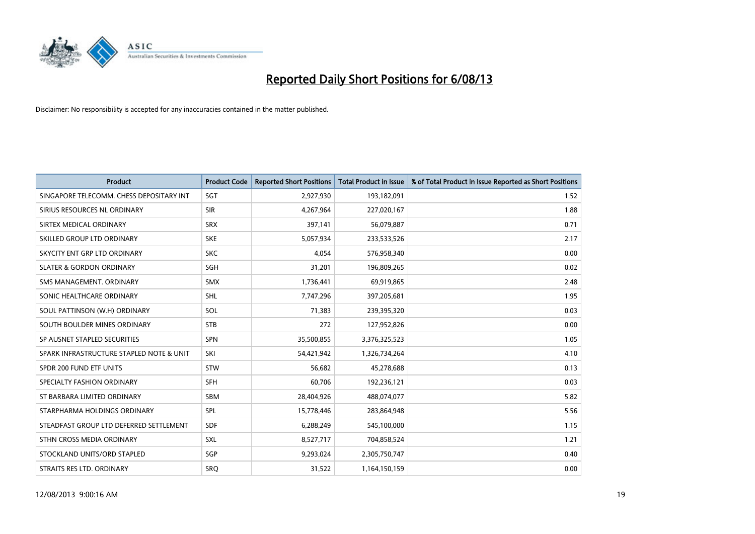# Reported Daily Short Positions for 6/08/13

Disclaimer: No responsibility is accepted for any inaccuracies contained in the matter published.

| Product | Product Code | Reported Short Positions | Total Product in Issue | % of Total Product in Issue Reported as Short Positions |
|---|---|---|---|---|
| SINGAPORE TELECOMM. CHESS DEPOSITARY INT | SGT | 2,927,930 | 193,182,091 | 1.52 |
| SIRIUS RESOURCES NL ORDINARY | SIR | 4,267,964 | 227,020,167 | 1.88 |
| SIRTEX MEDICAL ORDINARY | SRX | 397,141 | 56,079,887 | 0.71 |
| SKILLED GROUP LTD ORDINARY | SKE | 5,057,934 | 233,533,526 | 2.17 |
| SKYCITY ENT GRP LTD ORDINARY | SKC | 4,054 | 576,958,340 | 0.00 |
| SLATER & GORDON ORDINARY | SGH | 31,201 | 196,809,265 | 0.02 |
| SMS MANAGEMENT. ORDINARY | SMX | 1,736,441 | 69,919,865 | 2.48 |
| SONIC HEALTHCARE ORDINARY | SHL | 7,747,296 | 397,205,681 | 1.95 |
| SOUL PATTINSON (W.H) ORDINARY | SOL | 71,383 | 239,395,320 | 0.03 |
| SOUTH BOULDER MINES ORDINARY | STB | 272 | 127,952,826 | 0.00 |
| SP AUSNET STAPLED SECURITIES | SPN | 35,500,855 | 3,376,325,523 | 1.05 |
| SPARK INFRASTRUCTURE STAPLED NOTE & UNIT | SKI | 54,421,942 | 1,326,734,264 | 4.10 |
| SPDR 200 FUND ETF UNITS | STW | 56,682 | 45,278,688 | 0.13 |
| SPECIALTY FASHION ORDINARY | SFH | 60,706 | 192,236,121 | 0.03 |
| ST BARBARA LIMITED ORDINARY | SBM | 28,404,926 | 488,074,077 | 5.82 |
| STARPHARMA HOLDINGS ORDINARY | SPL | 15,778,446 | 283,864,948 | 5.56 |
| STEADFAST GROUP LTD DEFERRED SETTLEMENT | SDF | 6,288,249 | 545,100,000 | 1.15 |
| STHN CROSS MEDIA ORDINARY | SXL | 8,527,717 | 704,858,524 | 1.21 |
| STOCKLAND UNITS/ORD STAPLED | SGP | 9,293,024 | 2,305,750,747 | 0.40 |
| STRAITS RES LTD. ORDINARY | SRQ | 31,522 | 1,164,150,159 | 0.00 |

12/08/2013 9:00:16 AM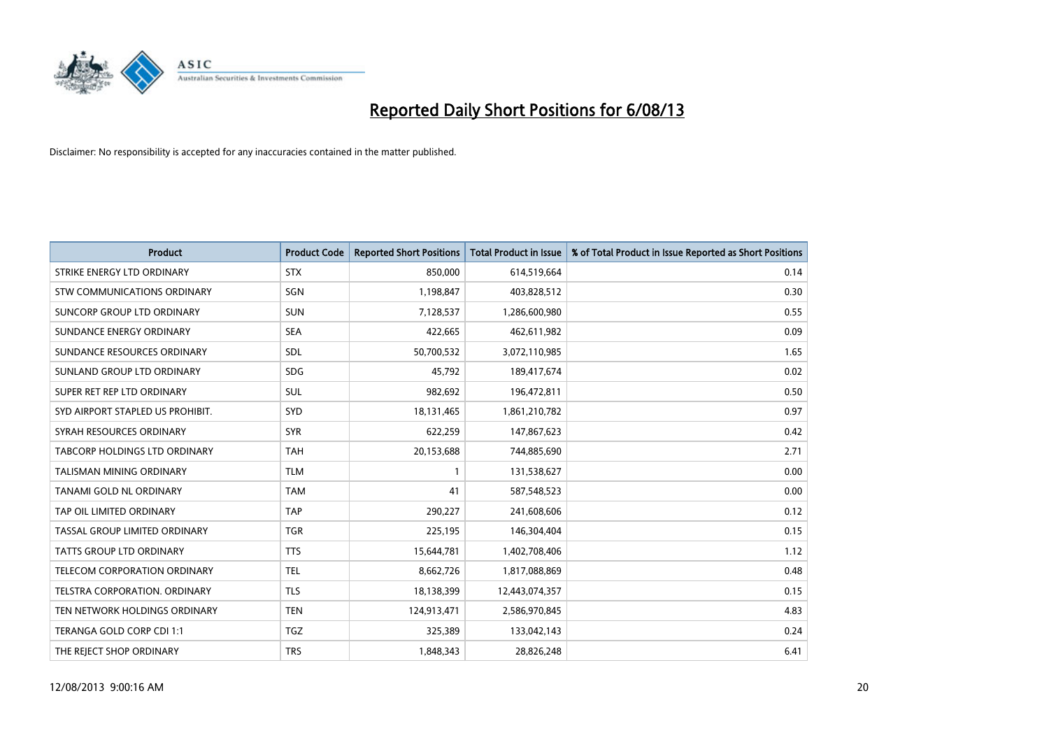# Reported Daily Short Positions for 6/08/13

Disclaimer: No responsibility is accepted for any inaccuracies contained in the matter published.

| Product | Product Code | Reported Short Positions | Total Product in Issue | % of Total Product in Issue Reported as Short Positions |
|---|---|---|---|---|
| STRIKE ENERGY LTD ORDINARY | STX | 850,000 | 614,519,664 | 0.14 |
| STW COMMUNICATIONS ORDINARY | SGN | 1,198,847 | 403,828,512 | 0.30 |
| SUNCORP GROUP LTD ORDINARY | SUN | 7,128,537 | 1,286,600,980 | 0.55 |
| SUNDANCE ENERGY ORDINARY | SEA | 422,665 | 462,611,982 | 0.09 |
| SUNDANCE RESOURCES ORDINARY | SDL | 50,700,532 | 3,072,110,985 | 1.65 |
| SUNLAND GROUP LTD ORDINARY | SDG | 45,792 | 189,417,674 | 0.02 |
| SUPER RET REP LTD ORDINARY | SUL | 982,692 | 196,472,811 | 0.50 |
| SYD AIRPORT STAPLED US PROHIBIT. | SYD | 18,131,465 | 1,861,210,782 | 0.97 |
| SYRAH RESOURCES ORDINARY | SYR | 622,259 | 147,867,623 | 0.42 |
| TABCORP HOLDINGS LTD ORDINARY | TAH | 20,153,688 | 744,885,690 | 2.71 |
| TALISMAN MINING ORDINARY | TLM | 1 | 131,538,627 | 0.00 |
| TANAMI GOLD NL ORDINARY | TAM | 41 | 587,548,523 | 0.00 |
| TAP OIL LIMITED ORDINARY | TAP | 290,227 | 241,608,606 | 0.12 |
| TASSAL GROUP LIMITED ORDINARY | TGR | 225,195 | 146,304,404 | 0.15 |
| TATTS GROUP LTD ORDINARY | TTS | 15,644,781 | 1,402,708,406 | 1.12 |
| TELECOM CORPORATION ORDINARY | TEL | 8,662,726 | 1,817,088,869 | 0.48 |
| TELSTRA CORPORATION. ORDINARY | TLS | 18,138,399 | 12,443,074,357 | 0.15 |
| TEN NETWORK HOLDINGS ORDINARY | TEN | 124,913,471 | 2,586,970,845 | 4.83 |
| TERANGA GOLD CORP CDI 1:1 | TGZ | 325,389 | 133,042,143 | 0.24 |
| THE REJECT SHOP ORDINARY | TRS | 1,848,343 | 28,826,248 | 6.41 |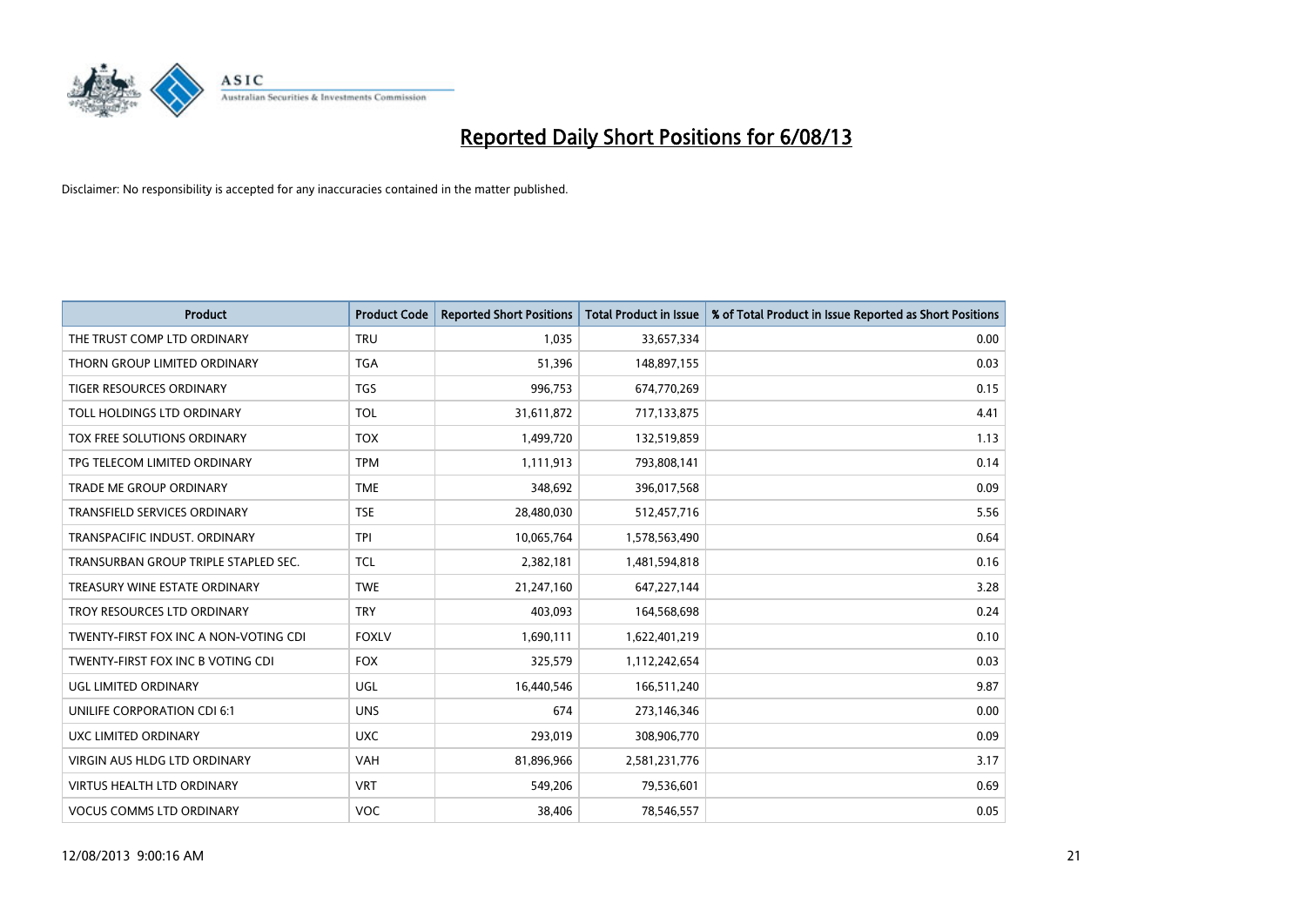# Reported Daily Short Positions for 6/08/13

Disclaimer: No responsibility is accepted for any inaccuracies contained in the matter published.

| Product | Product Code | Reported Short Positions | Total Product in Issue | % of Total Product in Issue Reported as Short Positions |
|---|---|---|---|---|
| THE TRUST COMP LTD ORDINARY | TRU | 1,035 | 33,657,334 | 0.00 |
| THORN GROUP LIMITED ORDINARY | TGA | 51,396 | 148,897,155 | 0.03 |
| TIGER RESOURCES ORDINARY | TGS | 996,753 | 674,770,269 | 0.15 |
| TOLL HOLDINGS LTD ORDINARY | TOL | 31,611,872 | 717,133,875 | 4.41 |
| TOX FREE SOLUTIONS ORDINARY | TOX | 1,499,720 | 132,519,859 | 1.13 |
| TPG TELECOM LIMITED ORDINARY | TPM | 1,111,913 | 793,808,141 | 0.14 |
| TRADE ME GROUP ORDINARY | TME | 348,692 | 396,017,568 | 0.09 |
| TRANSFIELD SERVICES ORDINARY | TSE | 28,480,030 | 512,457,716 | 5.56 |
| TRANSPACIFIC INDUST. ORDINARY | TPI | 10,065,764 | 1,578,563,490 | 0.64 |
| TRANSURBAN GROUP TRIPLE STAPLED SEC. | TCL | 2,382,181 | 1,481,594,818 | 0.16 |
| TREASURY WINE ESTATE ORDINARY | TWE | 21,247,160 | 647,227,144 | 3.28 |
| TROY RESOURCES LTD ORDINARY | TRY | 403,093 | 164,568,698 | 0.24 |
| TWENTY-FIRST FOX INC A NON-VOTING CDI | FOXLV | 1,690,111 | 1,622,401,219 | 0.10 |
| TWENTY-FIRST FOX INC B VOTING CDI | FOX | 325,579 | 1,112,242,654 | 0.03 |
| UGL LIMITED ORDINARY | UGL | 16,440,546 | 166,511,240 | 9.87 |
| UNILIFE CORPORATION CDI 6:1 | UNS | 674 | 273,146,346 | 0.00 |
| UXC LIMITED ORDINARY | UXC | 293,019 | 308,906,770 | 0.09 |
| VIRGIN AUS HLDG LTD ORDINARY | VAH | 81,896,966 | 2,581,231,776 | 3.17 |
| VIRTUS HEALTH LTD ORDINARY | VRT | 549,206 | 79,536,601 | 0.69 |
| VOCUS COMMS LTD ORDINARY | VOC | 38,406 | 78,546,557 | 0.05 |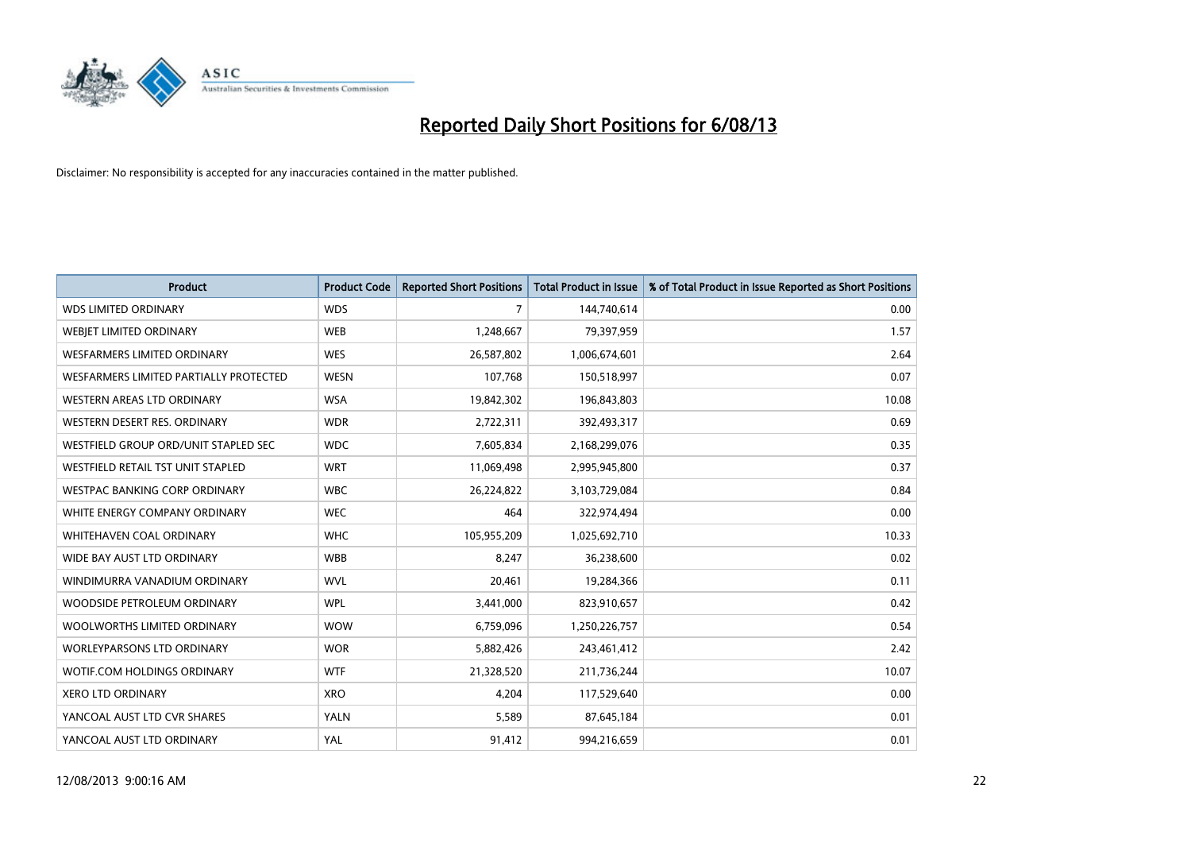# Reported Daily Short Positions for 6/08/13

Disclaimer: No responsibility is accepted for any inaccuracies contained in the matter published.

| Product | Product Code | Reported Short Positions | Total Product in Issue | % of Total Product in Issue Reported as Short Positions |
|---|---|---|---|---|
| WDS LIMITED ORDINARY | WDS | 7 | 144,740,614 | 0.00 |
| WEBJET LIMITED ORDINARY | WEB | 1,248,667 | 79,397,959 | 1.57 |
| WESFARMERS LIMITED ORDINARY | WES | 26,587,802 | 1,006,674,601 | 2.64 |
| WESFARMERS LIMITED PARTIALLY PROTECTED | WESN | 107,768 | 150,518,997 | 0.07 |
| WESTERN AREAS LTD ORDINARY | WSA | 19,842,302 | 196,843,803 | 10.08 |
| WESTERN DESERT RES. ORDINARY | WDR | 2,722,311 | 392,493,317 | 0.69 |
| WESTFIELD GROUP ORD/UNIT STAPLED SEC | WDC | 7,605,834 | 2,168,299,076 | 0.35 |
| WESTFIELD RETAIL TST UNIT STAPLED | WRT | 11,069,498 | 2,995,945,800 | 0.37 |
| WESTPAC BANKING CORP ORDINARY | WBC | 26,224,822 | 3,103,729,084 | 0.84 |
| WHITE ENERGY COMPANY ORDINARY | WEC | 464 | 322,974,494 | 0.00 |
| WHITEHAVEN COAL ORDINARY | WHC | 105,955,209 | 1,025,692,710 | 10.33 |
| WIDE BAY AUST LTD ORDINARY | WBB | 8,247 | 36,238,600 | 0.02 |
| WINDIMURRA VANADIUM ORDINARY | WVL | 20,461 | 19,284,366 | 0.11 |
| WOODSIDE PETROLEUM ORDINARY | WPL | 3,441,000 | 823,910,657 | 0.42 |
| WOOLWORTHS LIMITED ORDINARY | WOW | 6,759,096 | 1,250,226,757 | 0.54 |
| WORLEYPARSONS LTD ORDINARY | WOR | 5,882,426 | 243,461,412 | 2.42 |
| WOTIF.COM HOLDINGS ORDINARY | WTF | 21,328,520 | 211,736,244 | 10.07 |
| XERO LTD ORDINARY | XRO | 4,204 | 117,529,640 | 0.00 |
| YANCOAL AUST LTD CVR SHARES | YALN | 5,589 | 87,645,184 | 0.01 |
| YANCOAL AUST LTD ORDINARY | YAL | 91,412 | 994,216,659 | 0.01 |